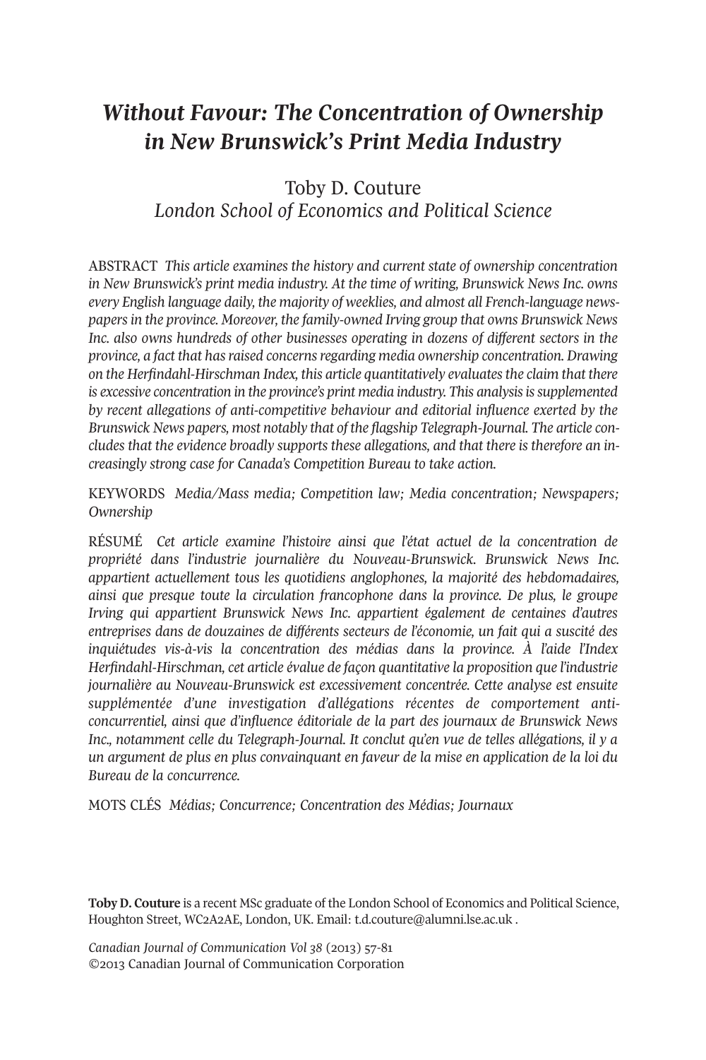# *Without Favour: The Concentration of Ownership in New Brunswick's Print Media Industry*

Toby D. Couture
*London School of Economics and Political Science*

ABSTRACT *This article examines the history and current state of ownership concentration in New Brunswick's print media industry. At the time of writing, Brunswick News Inc. owns every English language daily, the majority of weeklies, and almost all French-language newspapers in the province. Moreover, the family-owned Irving group that owns Brunswick News Inc. also owns hundreds of other businesses operating in dozens of different sectors in the province, a fact that has raised concerns regarding media ownership concentration. Drawing on the Herfindahl-Hirschman Index, this article quantitatively evaluates the claim that there is excessive concentration in the province's print media industry. This analysis is supplemented by recent allegations of anti-competitive behaviour and editorial influence exerted by the Brunswick News papers, most notably that of the flagship Telegraph-Journal. The article concludes that the evidence broadly supports these allegations, and that there is therefore an increasingly strong case for Canada's Competition Bureau to take action.*

KEYWORDS *Media/Mass media; Competition law; Media concentration; Newspapers; Ownership*

RÉSUMÉ *Cet article examine l'histoire ainsi que l'état actuel de la concentration de propriété dans l'industrie journalière du Nouveau-Brunswick. Brunswick News Inc. appartient actuellement tous les quotidiens anglophones, la majorité des hebdomadaires, ainsi que presque toute la circulation francophone dans la province. De plus, le groupe Irving qui appartient Brunswick News Inc. appartient également de centaines d'autres entreprises dans de douzaines de différents secteurs de l'économie, un fait qui a suscité des inquiétudes vis-à-vis la concentration des médias dans la province. À l'aide l'Index Herfindahl-Hirschman, cet article évalue de façon quantitative la proposition que l'industrie journalière au Nouveau-Brunswick est excessivement concentrée. Cette analyse est ensuite supplémentée d'une investigation d'allégations récentes de comportement anti-concurrentiel, ainsi que d'influence éditoriale de la part des journaux de Brunswick News Inc., notamment celle du Telegraph-Journal. It conclut qu'en vue de telles allégations, il y a un argument de plus en plus convainquant en faveur de la mise en application de la loi du Bureau de la concurrence.*

MOTS CLÉS *Médias; Concurrence; Concentration des Médias; Journaux*

**Toby D. Couture** is a recent MSc graduate of the London School of Economics and Political Science, Houghton Street, WC2A2AE, London, UK. Email: t.d.couture@alumni.lse.ac.uk .

*Canadian Journal of Communication Vol 38* (2013) 57-81
©2013 Canadian Journal of Communication Corporation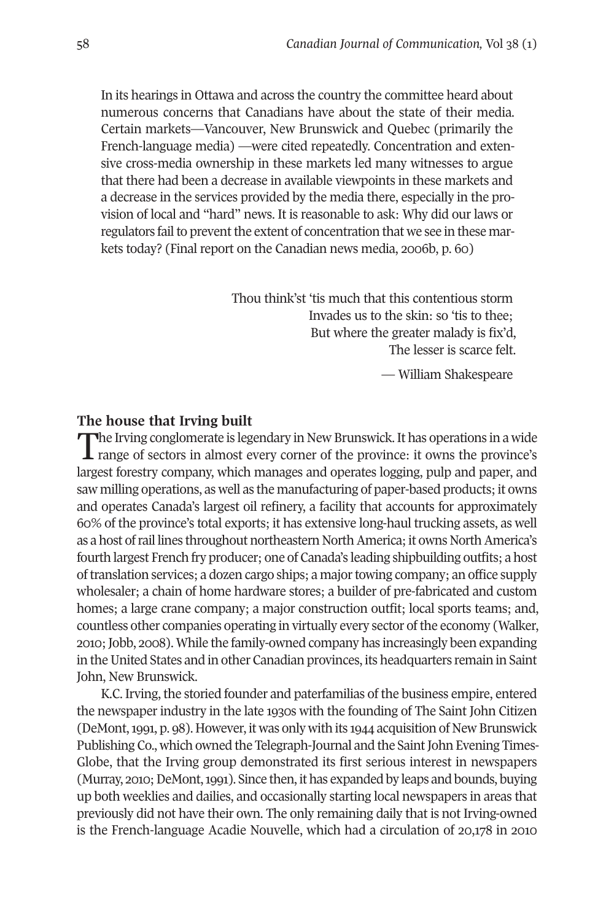> In its hearings in Ottawa and across the country the committee heard about numerous concerns that Canadians have about the state of their media. Certain markets—Vancouver, New Brunswick and Quebec (primarily the French-language media) —were cited repeatedly. Concentration and extensive cross-media ownership in these markets led many witnesses to argue that there had been a decrease in available viewpoints in these markets and a decrease in the services provided by the media there, especially in the provision of local and "hard" news. It is reasonable to ask: Why did our laws or regulators fail to prevent the extent of concentration that we see in these markets today? (Final report on the Canadian news media, 2006b, p. 60)

> Thou think'st 'tis much that this contentious storm
> Invades us to the skin: so 'tis to thee;
> But where the greater malady is fix'd,
> The lesser is scarce felt.
>
> — William Shakespeare

### The house that Irving built

The Irving conglomerate is legendary in New Brunswick. It has operations in a wide range of sectors in almost every corner of the province: it owns the province's largest forestry company, which manages and operates logging, pulp and paper, and saw milling operations, as well as the manufacturing of paper-based products; it owns and operates Canada's largest oil refinery, a facility that accounts for approximately 60% of the province's total exports; it has extensive long-haul trucking assets, as well as a host of rail lines throughout northeastern North America; it owns North America's fourth largest French fry producer; one of Canada's leading shipbuilding outfits; a host of translation services; a dozen cargo ships; a major towing company; an office supply wholesaler; a chain of home hardware stores; a builder of pre-fabricated and custom homes; a large crane company; a major construction outfit; local sports teams; and, countless other companies operating in virtually every sector of the economy (Walker, 2010; Jobb, 2008). While the family-owned company has increasingly been expanding in the United States and in other Canadian provinces, its headquarters remain in Saint John, New Brunswick.

K.C. Irving, the storied founder and paterfamilias of the business empire, entered the newspaper industry in the late 1930s with the founding of The Saint John Citizen (DeMont, 1991, p. 98). However, it was only with its 1944 acquisition of New Brunswick Publishing Co., which owned the Telegraph-Journal and the Saint John Evening Times-Globe, that the Irving group demonstrated its first serious interest in newspapers (Murray, 2010; DeMont, 1991). Since then, it has expanded by leaps and bounds, buying up both weeklies and dailies, and occasionally starting local newspapers in areas that previously did not have their own. The only remaining daily that is not Irving-owned is the French-language Acadie Nouvelle, which had a circulation of 20,178 in 2010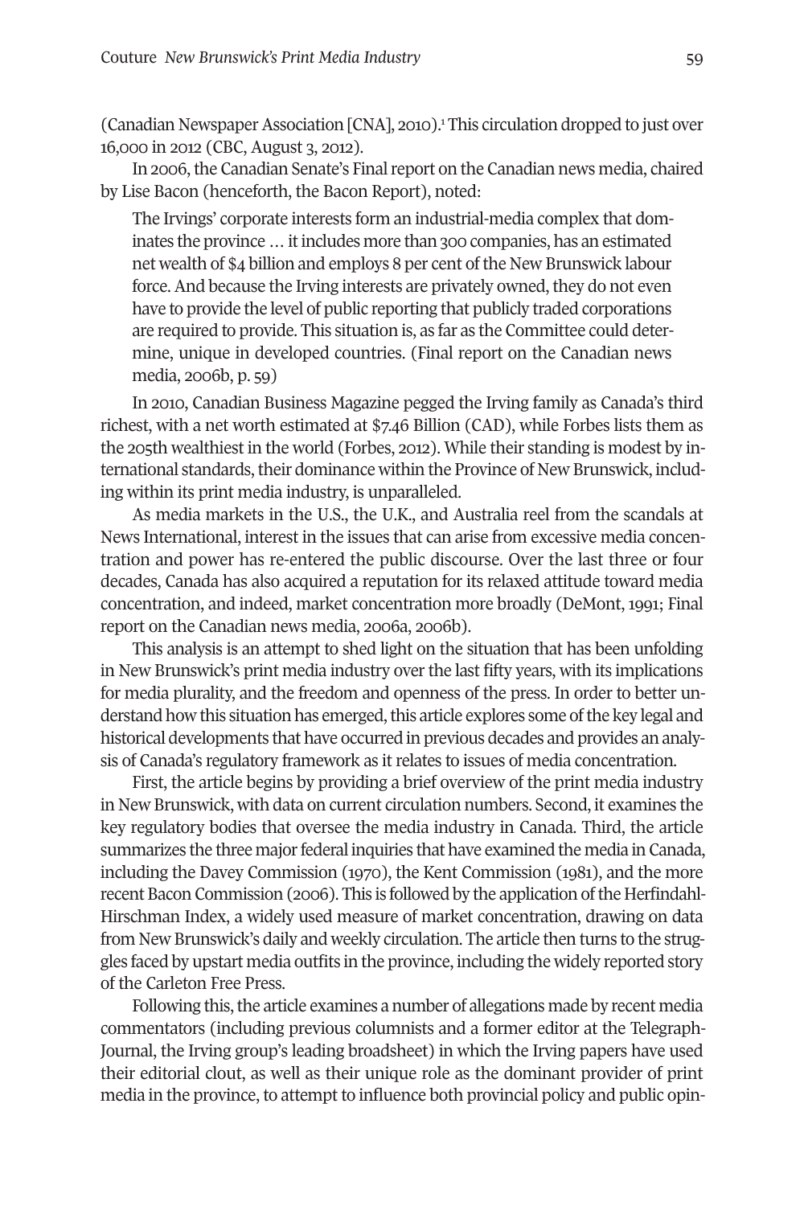(Canadian Newspaper Association [CNA], 2010).[1] This circulation dropped to just over 16,000 in 2012 (CBC, August 3, 2012).

In 2006, the Canadian Senate's Final report on the Canadian news media, chaired by Lise Bacon (henceforth, the Bacon Report), noted:

> The Irvings' corporate interests form an industrial-media complex that dominates the province … it includes more than 300 companies, has an estimated net wealth of $4 billion and employs 8 per cent of the New Brunswick labour force. And because the Irving interests are privately owned, they do not even have to provide the level of public reporting that publicly traded corporations are required to provide. This situation is, as far as the Committee could determine, unique in developed countries. (Final report on the Canadian news media, 2006b, p. 59)

In 2010, Canadian Business Magazine pegged the Irving family as Canada's third richest, with a net worth estimated at $7.46 Billion (CAD), while Forbes lists them as the 205th wealthiest in the world (Forbes, 2012). While their standing is modest by international standards, their dominance within the Province of New Brunswick, including within its print media industry, is unparalleled.

As media markets in the U.S., the U.K., and Australia reel from the scandals at News International, interest in the issues that can arise from excessive media concentration and power has re-entered the public discourse. Over the last three or four decades, Canada has also acquired a reputation for its relaxed attitude toward media concentration, and indeed, market concentration more broadly (DeMont, 1991; Final report on the Canadian news media, 2006a, 2006b).

This analysis is an attempt to shed light on the situation that has been unfolding in New Brunswick's print media industry over the last fifty years, with its implications for media plurality, and the freedom and openness of the press. In order to better understand how this situation has emerged, this article explores some of the key legal and historical developments that have occurred in previous decades and provides an analysis of Canada's regulatory framework as it relates to issues of media concentration.

First, the article begins by providing a brief overview of the print media industry in New Brunswick, with data on current circulation numbers. Second, it examines the key regulatory bodies that oversee the media industry in Canada. Third, the article summarizes the three major federal inquiries that have examined the media in Canada, including the Davey Commission (1970), the Kent Commission (1981), and the more recent Bacon Commission (2006). This is followed by the application of the Herfindahl-Hirschman Index, a widely used measure of market concentration, drawing on data from New Brunswick's daily and weekly circulation. The article then turns to the struggles faced by upstart media outfits in the province, including the widely reported story of the Carleton Free Press.

Following this, the article examines a number of allegations made by recent media commentators (including previous columnists and a former editor at the Telegraph-Journal, the Irving group's leading broadsheet) in which the Irving papers have used their editorial clout, as well as their unique role as the dominant provider of print media in the province, to attempt to influence both provincial policy and public opin-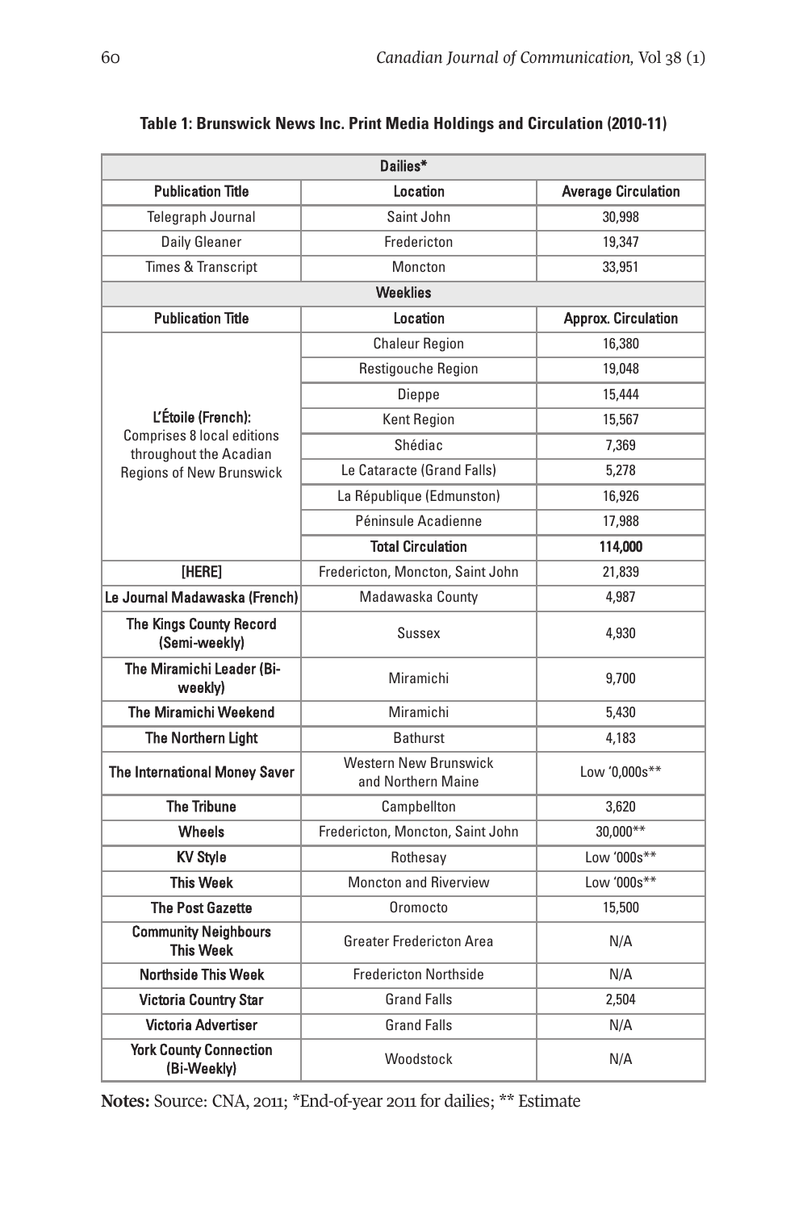**Table 1: Brunswick News Inc. Print Media Holdings and Circulation (2010-11)**

| Dailies* | | |
|---|---|---|
| **Publication Title** | **Location** | **Average Circulation** |
| Telegraph Journal | Saint John | 30,998 |
| Daily Gleaner | Fredericton | 19,347 |
| Times & Transcript | Moncton | 33,951 |
| **Weeklies** | | |
| **Publication Title** | **Location** | **Approx. Circulation** |
| **L'Étoile (French):** Comprises 8 local editions throughout the Acadian Regions of New Brunswick | Chaleur Region | 16,380 |
| | Restigouche Region | 19,048 |
| | Dieppe | 15,444 |
| | Kent Region | 15,567 |
| | Shédiac | 7,369 |
| | Le Cataracte (Grand Falls) | 5,278 |
| | La République (Edmunston) | 16,926 |
| | Péninsule Acadienne | 17,988 |
| | **Total Circulation** | **114,000** |
| **[HERE]** | Fredericton, Moncton, Saint John | 21,839 |
| **Le Journal Madawaska (French)** | Madawaska County | 4,987 |
| **The Kings County Record (Semi-weekly)** | Sussex | 4,930 |
| **The Miramichi Leader (Bi-weekly)** | Miramichi | 9,700 |
| **The Miramichi Weekend** | Miramichi | 5,430 |
| **The Northern Light** | Bathurst | 4,183 |
| **The International Money Saver** | Western New Brunswick and Northern Maine | Low '0,000s** |
| **The Tribune** | Campbellton | 3,620 |
| **Wheels** | Fredericton, Moncton, Saint John | 30,000** |
| **KV Style** | Rothesay | Low '000s** |
| **This Week** | Moncton and Riverview | Low '000s** |
| **The Post Gazette** | Oromocto | 15,500 |
| **Community Neighbours This Week** | Greater Fredericton Area | N/A |
| **Northside This Week** | Fredericton Northside | N/A |
| **Victoria Country Star** | Grand Falls | 2,504 |
| **Victoria Advertiser** | Grand Falls | N/A |
| **York County Connection (Bi-Weekly)** | Woodstock | N/A |

**Notes:** Source: CNA, 2011; *End-of-year 2011 for dailies; ** Estimate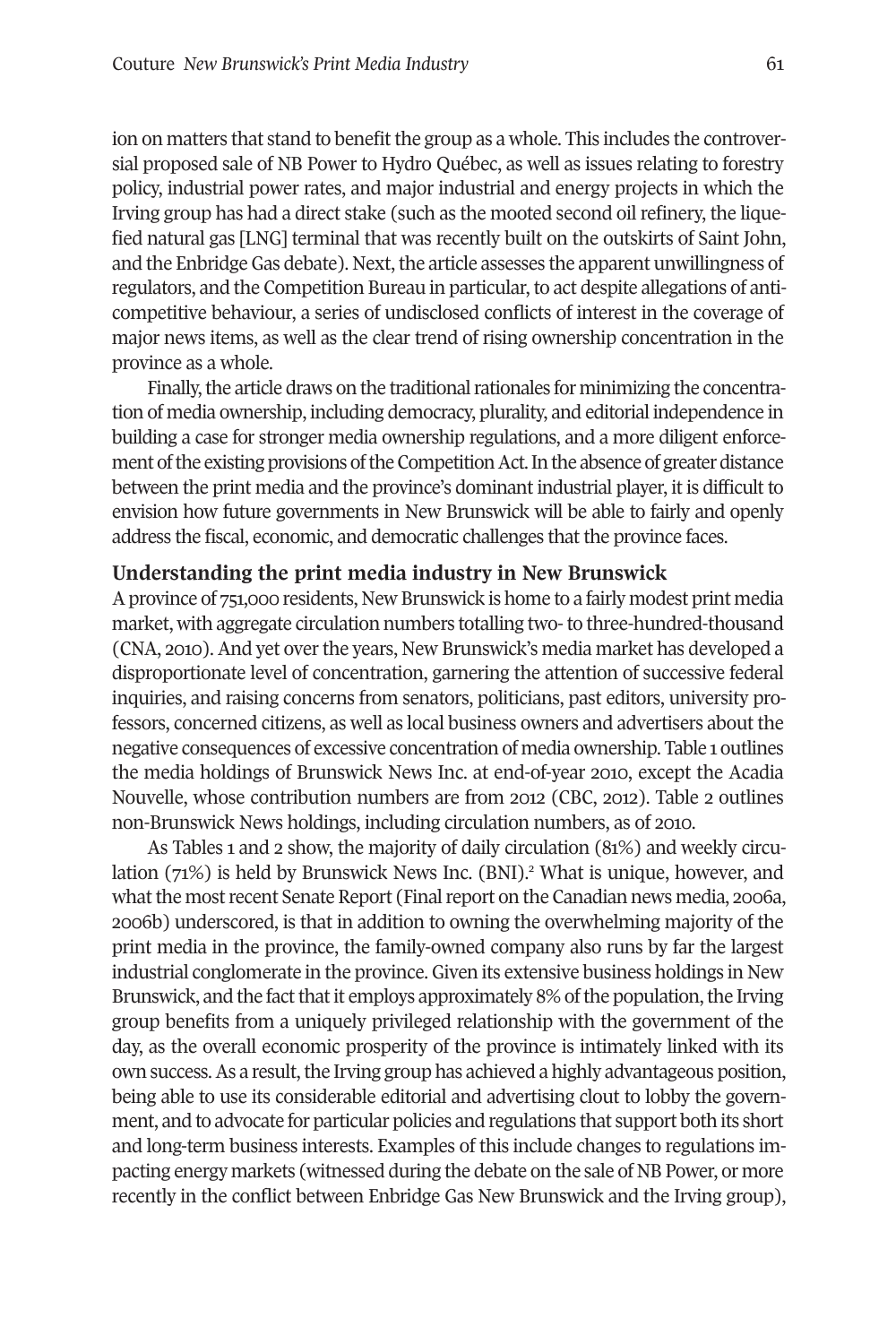ion on matters that stand to benefit the group as a whole. This includes the controversial proposed sale of NB Power to Hydro Québec, as well as issues relating to forestry policy, industrial power rates, and major industrial and energy projects in which the Irving group has had a direct stake (such as the mooted second oil refinery, the liquefied natural gas [LNG] terminal that was recently built on the outskirts of Saint John, and the Enbridge Gas debate). Next, the article assesses the apparent unwillingness of regulators, and the Competition Bureau in particular, to act despite allegations of anticompetitive behaviour, a series of undisclosed conflicts of interest in the coverage of major news items, as well as the clear trend of rising ownership concentration in the province as a whole.

Finally, the article draws on the traditional rationales for minimizing the concentration of media ownership, including democracy, plurality, and editorial independence in building a case for stronger media ownership regulations, and a more diligent enforcement of the existing provisions of the Competition Act. In the absence of greater distance between the print media and the province's dominant industrial player, it is difficult to envision how future governments in New Brunswick will be able to fairly and openly address the fiscal, economic, and democratic challenges that the province faces.

## Understanding the print media industry in New Brunswick

A province of 751,000 residents, New Brunswick is home to a fairly modest print media market, with aggregate circulation numbers totalling two- to three-hundred-thousand (CNA, 2010). And yet over the years, New Brunswick's media market has developed a disproportionate level of concentration, garnering the attention of successive federal inquiries, and raising concerns from senators, politicians, past editors, university professors, concerned citizens, as well as local business owners and advertisers about the negative consequences of excessive concentration of media ownership. Table 1 outlines the media holdings of Brunswick News Inc. at end-of-year 2010, except the Acadia Nouvelle, whose contribution numbers are from 2012 (CBC, 2012). Table 2 outlines non-Brunswick News holdings, including circulation numbers, as of 2010.

As Tables 1 and 2 show, the majority of daily circulation (81%) and weekly circulation (71%) is held by Brunswick News Inc. (BNI).[2] What is unique, however, and what the most recent Senate Report (Final report on the Canadian news media, 2006a, 2006b) underscored, is that in addition to owning the overwhelming majority of the print media in the province, the family-owned company also runs by far the largest industrial conglomerate in the province. Given its extensive business holdings in New Brunswick, and the fact that it employs approximately 8% of the population, the Irving group benefits from a uniquely privileged relationship with the government of the day, as the overall economic prosperity of the province is intimately linked with its own success. As a result, the Irving group has achieved a highly advantageous position, being able to use its considerable editorial and advertising clout to lobby the government, and to advocate for particular policies and regulations that support both its short and long-term business interests. Examples of this include changes to regulations impacting energy markets (witnessed during the debate on the sale of NB Power, or more recently in the conflict between Enbridge Gas New Brunswick and the Irving group),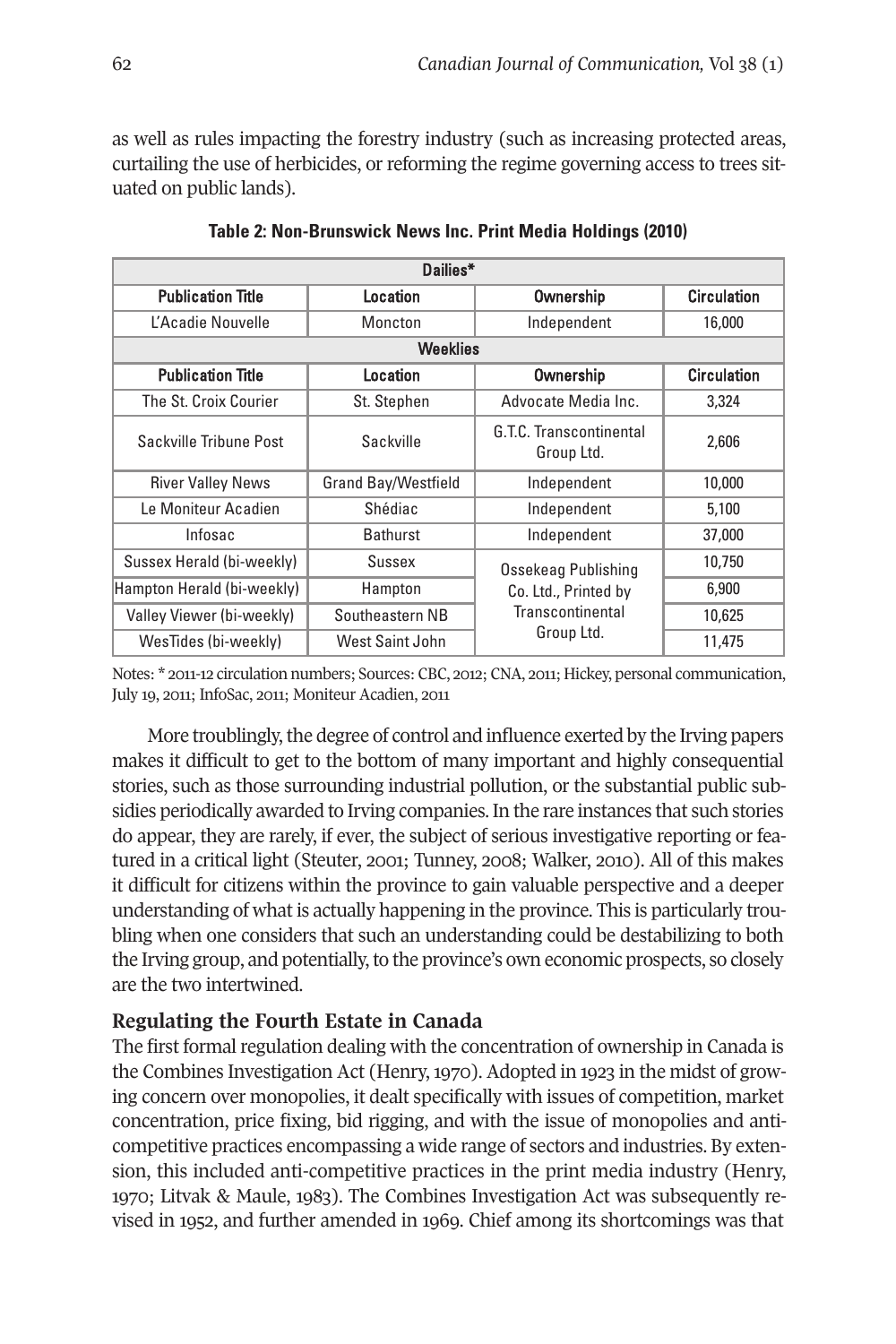as well as rules impacting the forestry industry (such as increasing protected areas, curtailing the use of herbicides, or reforming the regime governing access to trees situated on public lands).

**Table 2: Non-Brunswick News Inc. Print Media Holdings (2010)**

| Dailies* | | | |
|---|---|---|---|
| **Publication Title** | **Location** | **Ownership** | **Circulation** |
| L'Acadie Nouvelle | Moncton | Independent | 16,000 |
| **Weeklies** | | | |
| **Publication Title** | **Location** | **Ownership** | **Circulation** |
| The St. Croix Courier | St. Stephen | Advocate Media Inc. | 3,324 |
| Sackville Tribune Post | Sackville | G.T.C. Transcontinental Group Ltd. | 2,606 |
| River Valley News | Grand Bay/Westfield | Independent | 10,000 |
| Le Moniteur Acadien | Shédiac | Independent | 5,100 |
| Infosac | Bathurst | Independent | 37,000 |
| Sussex Herald (bi-weekly) | Sussex | Ossekeag Publishing Co. Ltd., Printed by Transcontinental Group Ltd. | 10,750 |
| Hampton Herald (bi-weekly) | Hampton | | 6,900 |
| Valley Viewer (bi-weekly) | Southeastern NB | | 10,625 |
| WesTides (bi-weekly) | West Saint John | | 11,475 |

Notes: * 2011-12 circulation numbers; Sources: CBC, 2012; CNA, 2011; Hickey, personal communication, July 19, 2011; InfoSac, 2011; Moniteur Acadien, 2011

More troublingly, the degree of control and influence exerted by the Irving papers makes it difficult to get to the bottom of many important and highly consequential stories, such as those surrounding industrial pollution, or the substantial public subsidies periodically awarded to Irving companies. In the rare instances that such stories do appear, they are rarely, if ever, the subject of serious investigative reporting or featured in a critical light (Steuter, 2001; Tunney, 2008; Walker, 2010). All of this makes it difficult for citizens within the province to gain valuable perspective and a deeper understanding of what is actually happening in the province. This is particularly troubling when one considers that such an understanding could be destabilizing to both the Irving group, and potentially, to the province's own economic prospects, so closely are the two intertwined.

## Regulating the Fourth Estate in Canada

The first formal regulation dealing with the concentration of ownership in Canada is the Combines Investigation Act (Henry, 1970). Adopted in 1923 in the midst of growing concern over monopolies, it dealt specifically with issues of competition, market concentration, price fixing, bid rigging, and with the issue of monopolies and anti-competitive practices encompassing a wide range of sectors and industries. By extension, this included anti-competitive practices in the print media industry (Henry, 1970; Litvak & Maule, 1983). The Combines Investigation Act was subsequently revised in 1952, and further amended in 1969. Chief among its shortcomings was that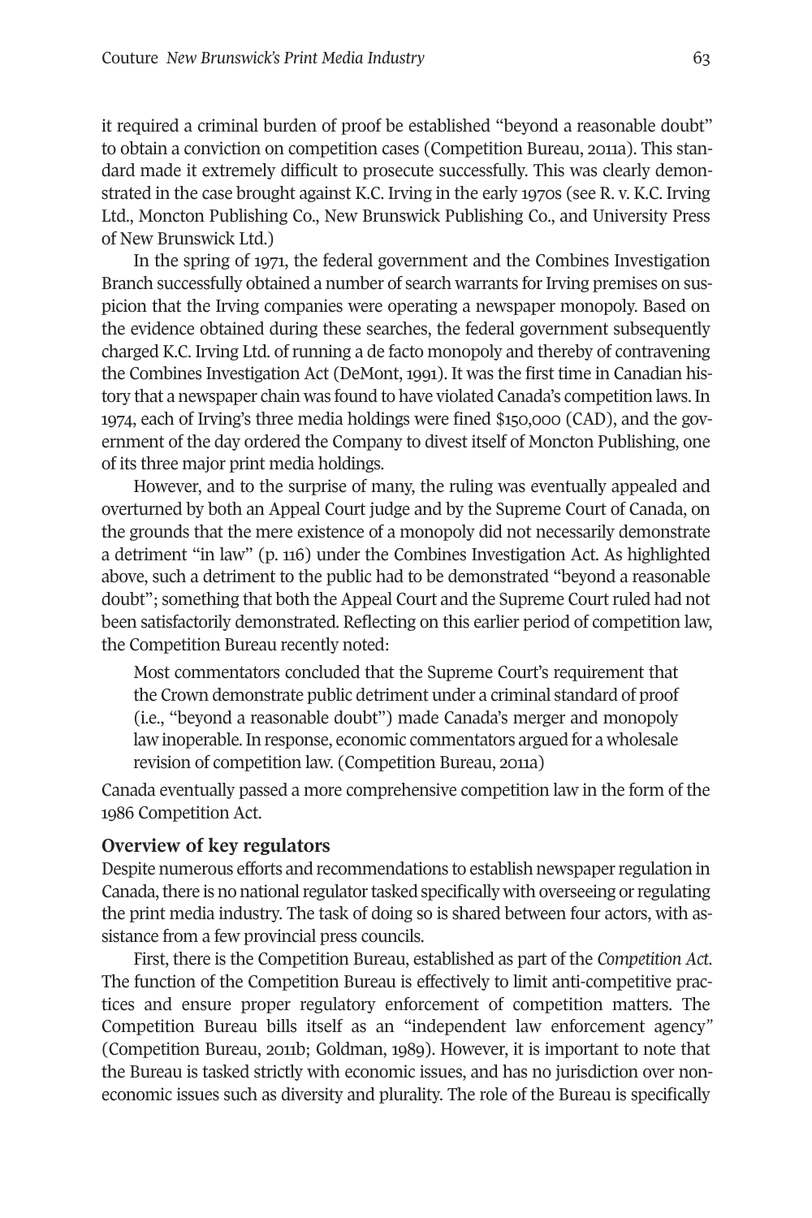it required a criminal burden of proof be established "beyond a reasonable doubt" to obtain a conviction on competition cases (Competition Bureau, 2011a). This standard made it extremely difficult to prosecute successfully. This was clearly demonstrated in the case brought against K.C. Irving in the early 1970s (see R. v. K.C. Irving Ltd., Moncton Publishing Co., New Brunswick Publishing Co., and University Press of New Brunswick Ltd.)

In the spring of 1971, the federal government and the Combines Investigation Branch successfully obtained a number of search warrants for Irving premises on suspicion that the Irving companies were operating a newspaper monopoly. Based on the evidence obtained during these searches, the federal government subsequently charged K.C. Irving Ltd. of running a de facto monopoly and thereby of contravening the Combines Investigation Act (DeMont, 1991). It was the first time in Canadian history that a newspaper chain was found to have violated Canada's competition laws. In 1974, each of Irving's three media holdings were fined $150,000 (CAD), and the government of the day ordered the Company to divest itself of Moncton Publishing, one of its three major print media holdings.

However, and to the surprise of many, the ruling was eventually appealed and overturned by both an Appeal Court judge and by the Supreme Court of Canada, on the grounds that the mere existence of a monopoly did not necessarily demonstrate a detriment "in law" (p. 116) under the Combines Investigation Act. As highlighted above, such a detriment to the public had to be demonstrated "beyond a reasonable doubt"; something that both the Appeal Court and the Supreme Court ruled had not been satisfactorily demonstrated. Reflecting on this earlier period of competition law, the Competition Bureau recently noted:

> Most commentators concluded that the Supreme Court's requirement that the Crown demonstrate public detriment under a criminal standard of proof (i.e., "beyond a reasonable doubt") made Canada's merger and monopoly law inoperable. In response, economic commentators argued for a wholesale revision of competition law. (Competition Bureau, 2011a)

Canada eventually passed a more comprehensive competition law in the form of the 1986 Competition Act.

### Overview of key regulators

Despite numerous efforts and recommendations to establish newspaper regulation in Canada, there is no national regulator tasked specifically with overseeing or regulating the print media industry. The task of doing so is shared between four actors, with assistance from a few provincial press councils.

First, there is the Competition Bureau, established as part of the *Competition Act*. The function of the Competition Bureau is effectively to limit anti-competitive practices and ensure proper regulatory enforcement of competition matters. The Competition Bureau bills itself as an "independent law enforcement agency" (Competition Bureau, 2011b; Goldman, 1989). However, it is important to note that the Bureau is tasked strictly with economic issues, and has no jurisdiction over non-economic issues such as diversity and plurality. The role of the Bureau is specifically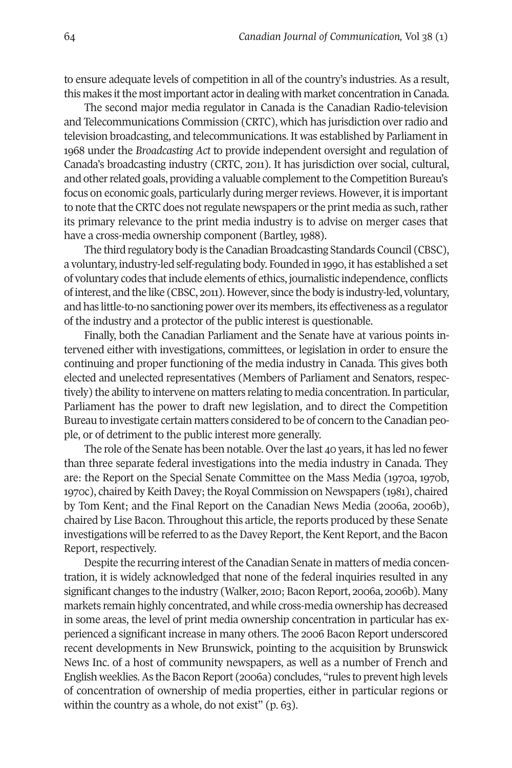to ensure adequate levels of competition in all of the country's industries. As a result, this makes it the most important actor in dealing with market concentration in Canada.

The second major media regulator in Canada is the Canadian Radio-television and Telecommunications Commission (CRTC), which has jurisdiction over radio and television broadcasting, and telecommunications. It was established by Parliament in 1968 under the *Broadcasting Act* to provide independent oversight and regulation of Canada's broadcasting industry (CRTC, 2011). It has jurisdiction over social, cultural, and other related goals, providing a valuable complement to the Competition Bureau's focus on economic goals, particularly during merger reviews. However, it is important to note that the CRTC does not regulate newspapers or the print media as such, rather its primary relevance to the print media industry is to advise on merger cases that have a cross-media ownership component (Bartley, 1988).

The third regulatory body is the Canadian Broadcasting Standards Council (CBSC), a voluntary, industry-led self-regulating body. Founded in 1990, it has established a set of voluntary codes that include elements of ethics, journalistic independence, conflicts of interest, and the like (CBSC, 2011). However, since the body is industry-led, voluntary, and has little-to-no sanctioning power over its members, its effectiveness as a regulator of the industry and a protector of the public interest is questionable.

Finally, both the Canadian Parliament and the Senate have at various points intervened either with investigations, committees, or legislation in order to ensure the continuing and proper functioning of the media industry in Canada. This gives both elected and unelected representatives (Members of Parliament and Senators, respectively) the ability to intervene on matters relating to media concentration. In particular, Parliament has the power to draft new legislation, and to direct the Competition Bureau to investigate certain matters considered to be of concern to the Canadian people, or of detriment to the public interest more generally.

The role of the Senate has been notable. Over the last 40 years, it has led no fewer than three separate federal investigations into the media industry in Canada. They are: the Report on the Special Senate Committee on the Mass Media (1970a, 1970b, 1970c), chaired by Keith Davey; the Royal Commission on Newspapers (1981), chaired by Tom Kent; and the Final Report on the Canadian News Media (2006a, 2006b), chaired by Lise Bacon. Throughout this article, the reports produced by these Senate investigations will be referred to as the Davey Report, the Kent Report, and the Bacon Report, respectively.

Despite the recurring interest of the Canadian Senate in matters of media concentration, it is widely acknowledged that none of the federal inquiries resulted in any significant changes to the industry (Walker, 2010; Bacon Report, 2006a, 2006b). Many markets remain highly concentrated, and while cross-media ownership has decreased in some areas, the level of print media ownership concentration in particular has experienced a significant increase in many others. The 2006 Bacon Report underscored recent developments in New Brunswick, pointing to the acquisition by Brunswick News Inc. of a host of community newspapers, as well as a number of French and English weeklies. As the Bacon Report (2006a) concludes, "rules to prevent high levels of concentration of ownership of media properties, either in particular regions or within the country as a whole, do not exist" (p. 63).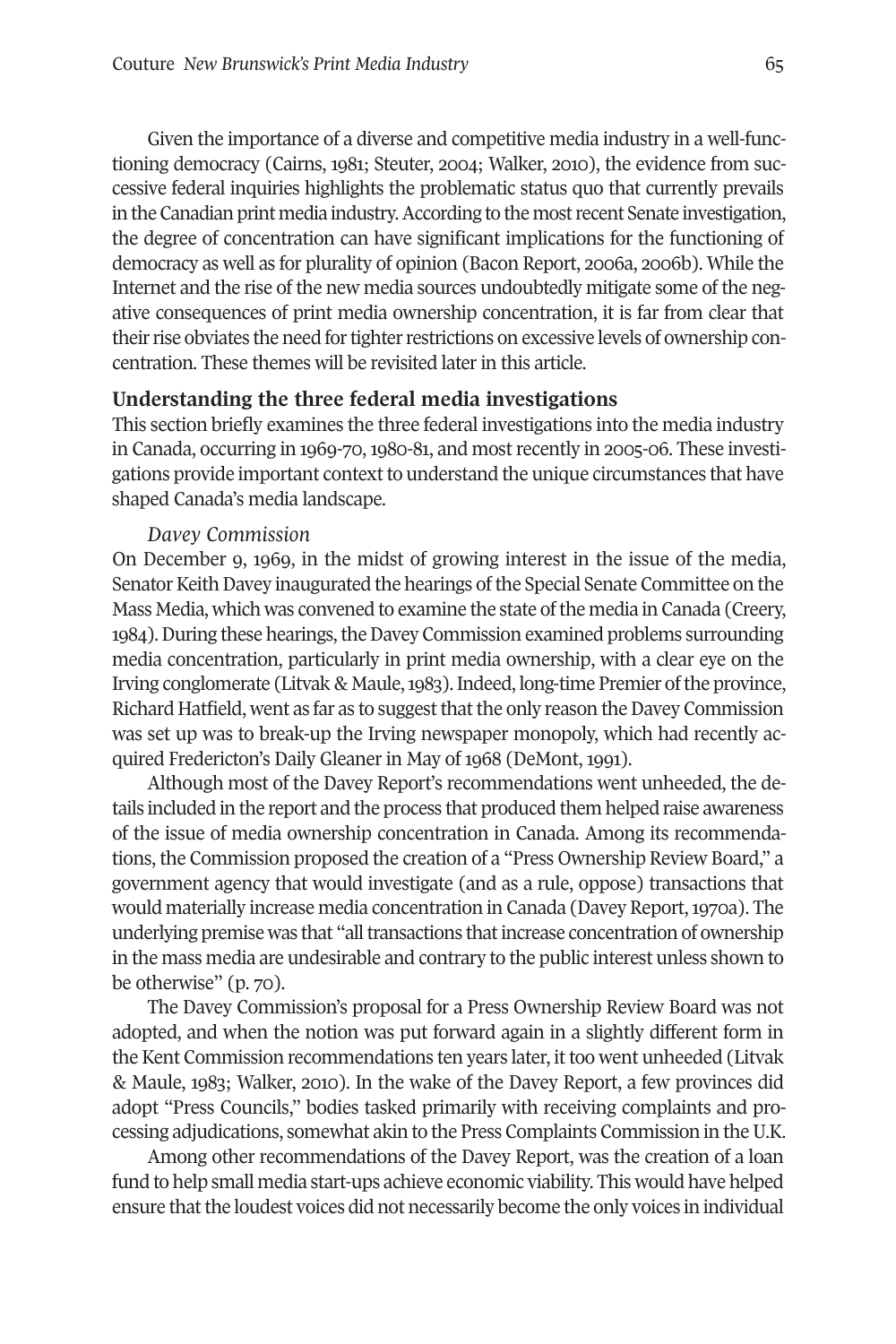Given the importance of a diverse and competitive media industry in a well-functioning democracy (Cairns, 1981; Steuter, 2004; Walker, 2010), the evidence from successive federal inquiries highlights the problematic status quo that currently prevails in the Canadian print media industry. According to the most recent Senate investigation, the degree of concentration can have significant implications for the functioning of democracy as well as for plurality of opinion (Bacon Report, 2006a, 2006b). While the Internet and the rise of the new media sources undoubtedly mitigate some of the negative consequences of print media ownership concentration, it is far from clear that their rise obviates the need for tighter restrictions on excessive levels of ownership concentration. These themes will be revisited later in this article.

## Understanding the three federal media investigations

This section briefly examines the three federal investigations into the media industry in Canada, occurring in 1969-70, 1980-81, and most recently in 2005-06. These investigations provide important context to understand the unique circumstances that have shaped Canada's media landscape.

### *Davey Commission*

On December 9, 1969, in the midst of growing interest in the issue of the media, Senator Keith Davey inaugurated the hearings of the Special Senate Committee on the Mass Media, which was convened to examine the state of the media in Canada (Creery, 1984). During these hearings, the Davey Commission examined problems surrounding media concentration, particularly in print media ownership, with a clear eye on the Irving conglomerate (Litvak & Maule, 1983). Indeed, long-time Premier of the province, Richard Hatfield, went as far as to suggest that the only reason the Davey Commission was set up was to break-up the Irving newspaper monopoly, which had recently acquired Fredericton's Daily Gleaner in May of 1968 (DeMont, 1991).

Although most of the Davey Report's recommendations went unheeded, the details included in the report and the process that produced them helped raise awareness of the issue of media ownership concentration in Canada. Among its recommendations, the Commission proposed the creation of a "Press Ownership Review Board," a government agency that would investigate (and as a rule, oppose) transactions that would materially increase media concentration in Canada (Davey Report, 1970a). The underlying premise was that "all transactions that increase concentration of ownership in the mass media are undesirable and contrary to the public interest unless shown to be otherwise" (p. 70).

The Davey Commission's proposal for a Press Ownership Review Board was not adopted, and when the notion was put forward again in a slightly different form in the Kent Commission recommendations ten years later, it too went unheeded (Litvak & Maule, 1983; Walker, 2010). In the wake of the Davey Report, a few provinces did adopt "Press Councils," bodies tasked primarily with receiving complaints and processing adjudications, somewhat akin to the Press Complaints Commission in the U.K.

Among other recommendations of the Davey Report, was the creation of a loan fund to help small media start-ups achieve economic viability. This would have helped ensure that the loudest voices did not necessarily become the only voices in individual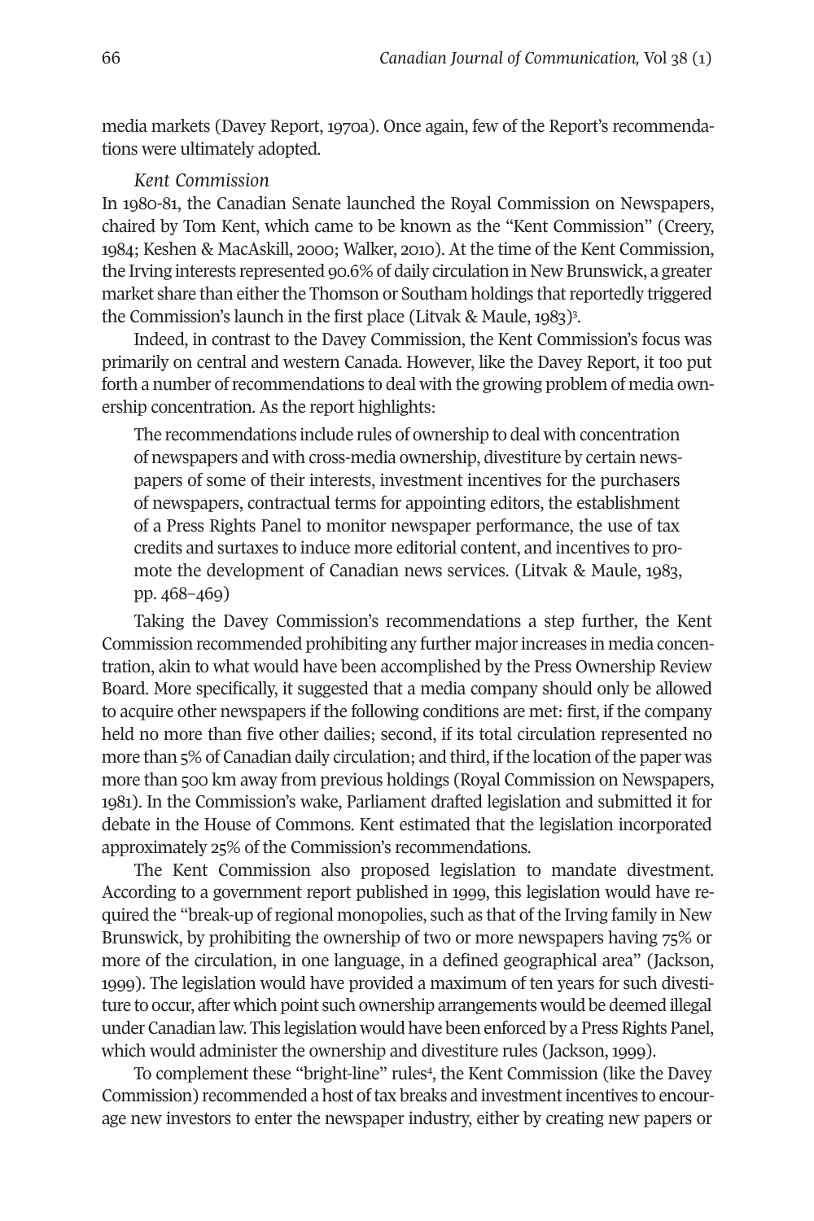media markets (Davey Report, 1970a). Once again, few of the Report's recommendations were ultimately adopted.

*Kent Commission*

In 1980-81, the Canadian Senate launched the Royal Commission on Newspapers, chaired by Tom Kent, which came to be known as the "Kent Commission" (Creery, 1984; Keshen & MacAskill, 2000; Walker, 2010). At the time of the Kent Commission, the Irving interests represented 90.6% of daily circulation in New Brunswick, a greater market share than either the Thomson or Southam holdings that reportedly triggered the Commission's launch in the first place (Litvak & Maule, 1983)[3].

Indeed, in contrast to the Davey Commission, the Kent Commission's focus was primarily on central and western Canada. However, like the Davey Report, it too put forth a number of recommendations to deal with the growing problem of media ownership concentration. As the report highlights:

> The recommendations include rules of ownership to deal with concentration of newspapers and with cross-media ownership, divestiture by certain newspapers of some of their interests, investment incentives for the purchasers of newspapers, contractual terms for appointing editors, the establishment of a Press Rights Panel to monitor newspaper performance, the use of tax credits and surtaxes to induce more editorial content, and incentives to promote the development of Canadian news services. (Litvak & Maule, 1983, pp. 468–469)

Taking the Davey Commission's recommendations a step further, the Kent Commission recommended prohibiting any further major increases in media concentration, akin to what would have been accomplished by the Press Ownership Review Board. More specifically, it suggested that a media company should only be allowed to acquire other newspapers if the following conditions are met: first, if the company held no more than five other dailies; second, if its total circulation represented no more than 5% of Canadian daily circulation; and third, if the location of the paper was more than 500 km away from previous holdings (Royal Commission on Newspapers, 1981). In the Commission's wake, Parliament drafted legislation and submitted it for debate in the House of Commons. Kent estimated that the legislation incorporated approximately 25% of the Commission's recommendations.

The Kent Commission also proposed legislation to mandate divestment. According to a government report published in 1999, this legislation would have required the "break-up of regional monopolies, such as that of the Irving family in New Brunswick, by prohibiting the ownership of two or more newspapers having 75% or more of the circulation, in one language, in a defined geographical area" (Jackson, 1999). The legislation would have provided a maximum of ten years for such divestiture to occur, after which point such ownership arrangements would be deemed illegal under Canadian law. This legislation would have been enforced by a Press Rights Panel, which would administer the ownership and divestiture rules (Jackson, 1999).

To complement these "bright-line" rules[4], the Kent Commission (like the Davey Commission) recommended a host of tax breaks and investment incentives to encourage new investors to enter the newspaper industry, either by creating new papers or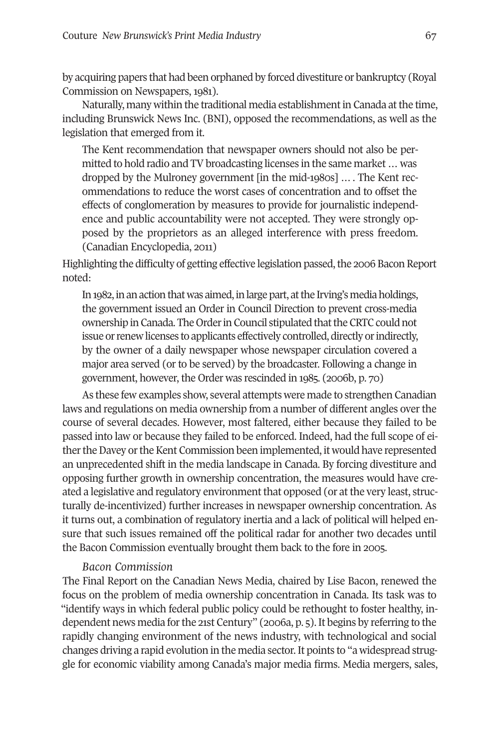by acquiring papers that had been orphaned by forced divestiture or bankruptcy (Royal Commission on Newspapers, 1981).

Naturally, many within the traditional media establishment in Canada at the time, including Brunswick News Inc. (BNI), opposed the recommendations, as well as the legislation that emerged from it.

> The Kent recommendation that newspaper owners should not also be permitted to hold radio and TV broadcasting licenses in the same market … was dropped by the Mulroney government [in the mid-1980s] … . The Kent recommendations to reduce the worst cases of concentration and to offset the effects of conglomeration by measures to provide for journalistic independence and public accountability were not accepted. They were strongly opposed by the proprietors as an alleged interference with press freedom. (Canadian Encyclopedia, 2011)

Highlighting the difficulty of getting effective legislation passed, the 2006 Bacon Report noted:

> In 1982, in an action that was aimed, in large part, at the Irving's media holdings, the government issued an Order in Council Direction to prevent cross-media ownership in Canada. The Order in Council stipulated that the CRTC could not issue or renew licenses to applicants effectively controlled, directly or indirectly, by the owner of a daily newspaper whose newspaper circulation covered a major area served (or to be served) by the broadcaster. Following a change in government, however, the Order was rescinded in 1985. (2006b, p. 70)

As these few examples show, several attempts were made to strengthen Canadian laws and regulations on media ownership from a number of different angles over the course of several decades. However, most faltered, either because they failed to be passed into law or because they failed to be enforced. Indeed, had the full scope of either the Davey or the Kent Commission been implemented, it would have represented an unprecedented shift in the media landscape in Canada. By forcing divestiture and opposing further growth in ownership concentration, the measures would have created a legislative and regulatory environment that opposed (or at the very least, structurally de-incentivized) further increases in newspaper ownership concentration. As it turns out, a combination of regulatory inertia and a lack of political will helped ensure that such issues remained off the political radar for another two decades until the Bacon Commission eventually brought them back to the fore in 2005.

*Bacon Commission*

The Final Report on the Canadian News Media, chaired by Lise Bacon, renewed the focus on the problem of media ownership concentration in Canada. Its task was to "identify ways in which federal public policy could be rethought to foster healthy, independent news media for the 21st Century" (2006a, p. 5). It begins by referring to the rapidly changing environment of the news industry, with technological and social changes driving a rapid evolution in the media sector. It points to "a widespread struggle for economic viability among Canada's major media firms. Media mergers, sales,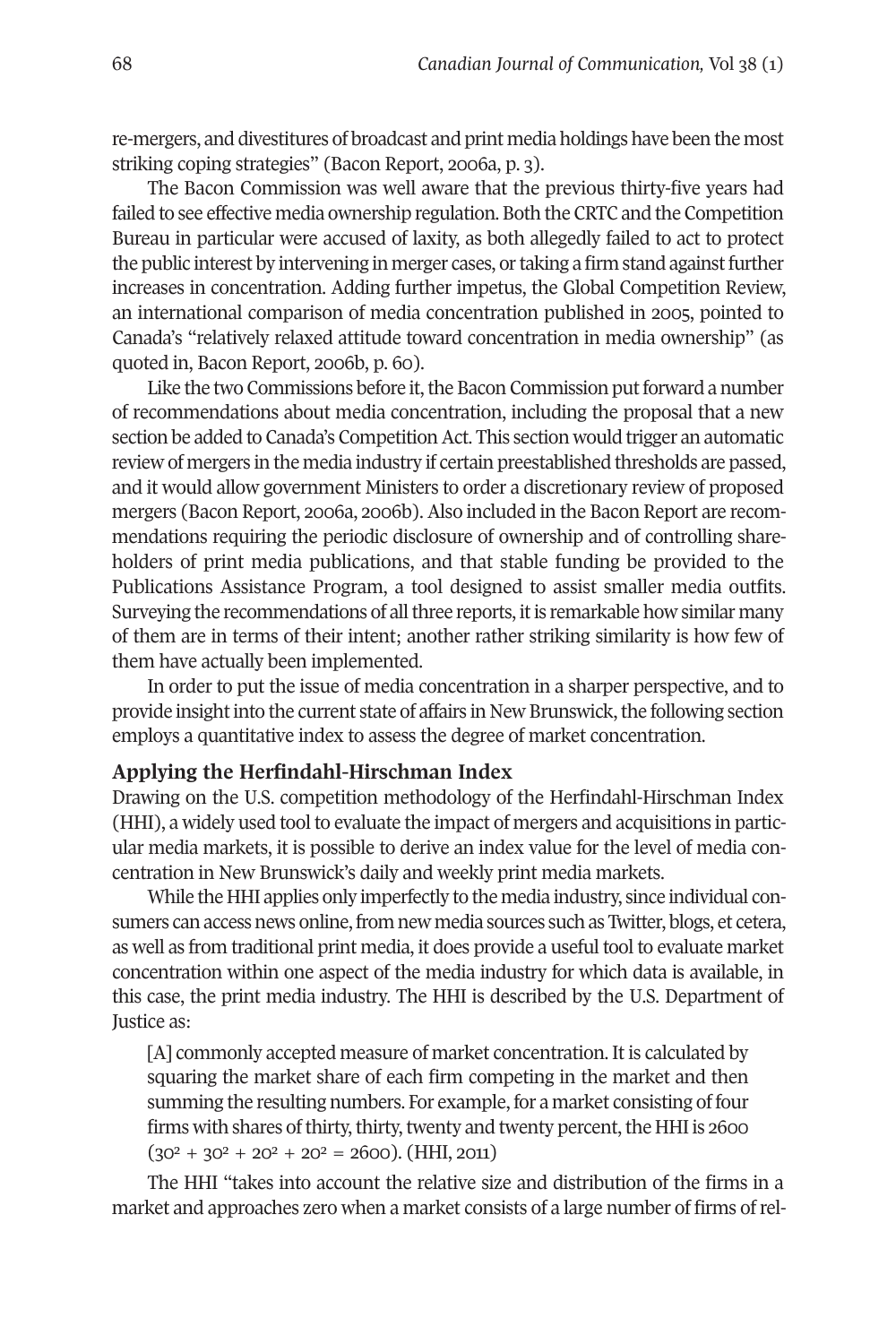re-mergers, and divestitures of broadcast and print media holdings have been the most striking coping strategies" (Bacon Report, 2006a, p. 3).

The Bacon Commission was well aware that the previous thirty-five years had failed to see effective media ownership regulation. Both the CRTC and the Competition Bureau in particular were accused of laxity, as both allegedly failed to act to protect the public interest by intervening in merger cases, or taking a firm stand against further increases in concentration. Adding further impetus, the Global Competition Review, an international comparison of media concentration published in 2005, pointed to Canada's "relatively relaxed attitude toward concentration in media ownership" (as quoted in, Bacon Report, 2006b, p. 60).

Like the two Commissions before it, the Bacon Commission put forward a number of recommendations about media concentration, including the proposal that a new section be added to Canada's Competition Act. This section would trigger an automatic review of mergers in the media industry if certain preestablished thresholds are passed, and it would allow government Ministers to order a discretionary review of proposed mergers (Bacon Report, 2006a, 2006b). Also included in the Bacon Report are recommendations requiring the periodic disclosure of ownership and of controlling shareholders of print media publications, and that stable funding be provided to the Publications Assistance Program, a tool designed to assist smaller media outfits. Surveying the recommendations of all three reports, it is remarkable how similar many of them are in terms of their intent; another rather striking similarity is how few of them have actually been implemented.

In order to put the issue of media concentration in a sharper perspective, and to provide insight into the current state of affairs in New Brunswick, the following section employs a quantitative index to assess the degree of market concentration.

### Applying the Herfindahl-Hirschman Index

Drawing on the U.S. competition methodology of the Herfindahl-Hirschman Index (HHI), a widely used tool to evaluate the impact of mergers and acquisitions in particular media markets, it is possible to derive an index value for the level of media concentration in New Brunswick's daily and weekly print media markets.

While the HHI applies only imperfectly to the media industry, since individual consumers can access news online, from new media sources such as Twitter, blogs, et cetera, as well as from traditional print media, it does provide a useful tool to evaluate market concentration within one aspect of the media industry for which data is available, in this case, the print media industry. The HHI is described by the U.S. Department of Justice as:

> [A] commonly accepted measure of market concentration. It is calculated by squaring the market share of each firm competing in the market and then summing the resulting numbers. For example, for a market consisting of four firms with shares of thirty, thirty, twenty and twenty percent, the HHI is 2600 ($30^2 + 30^2 + 20^2 + 20^2 = 2600$). (HHI, 2011)

The HHI "takes into account the relative size and distribution of the firms in a market and approaches zero when a market consists of a large number of firms of rel-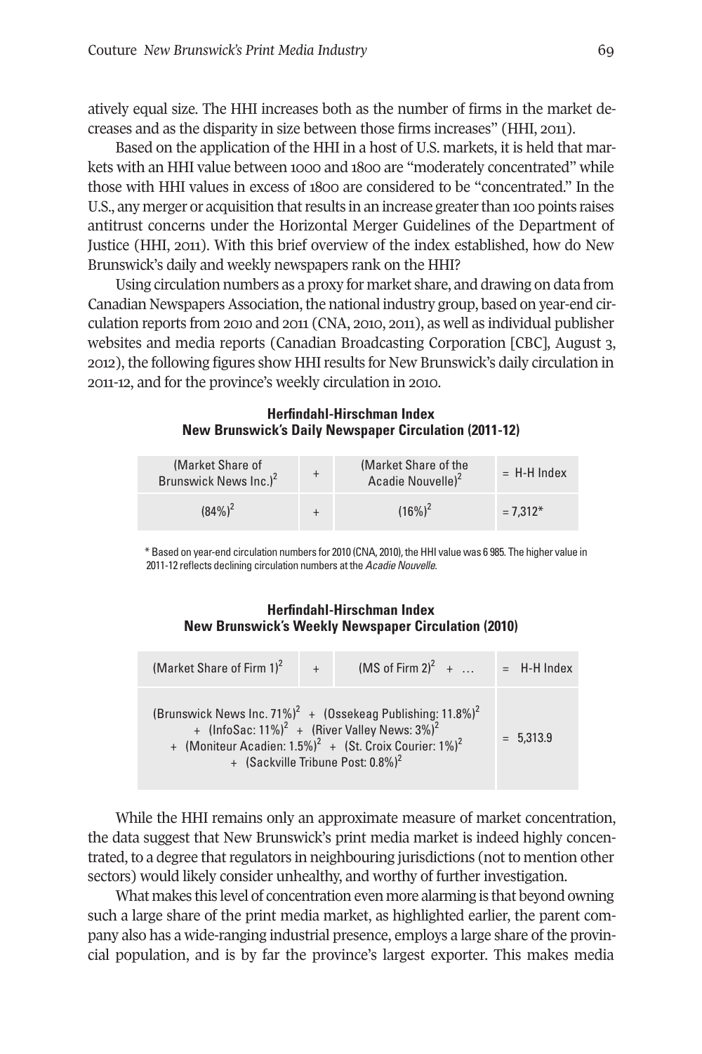atively equal size. The HHI increases both as the number of firms in the market decreases and as the disparity in size between those firms increases" (HHI, 2011).

Based on the application of the HHI in a host of U.S. markets, it is held that markets with an HHI value between 1000 and 1800 are "moderately concentrated" while those with HHI values in excess of 1800 are considered to be "concentrated." In the U.S., any merger or acquisition that results in an increase greater than 100 points raises antitrust concerns under the Horizontal Merger Guidelines of the Department of Justice (HHI, 2011). With this brief overview of the index established, how do New Brunswick's daily and weekly newspapers rank on the HHI?

Using circulation numbers as a proxy for market share, and drawing on data from Canadian Newspapers Association, the national industry group, based on year-end circulation reports from 2010 and 2011 (CNA, 2010, 2011), as well as individual publisher websites and media reports (Canadian Broadcasting Corporation [CBC], August 3, 2012), the following figures show HHI results for New Brunswick's daily circulation in 2011-12, and for the province's weekly circulation in 2010.

**Herfindahl-Hirschman Index**
**New Brunswick's Daily Newspaper Circulation (2011-12)**

| (Market Share of Brunswick News Inc.)$^2$ | + | (Market Share of the Acadie Nouvelle)$^2$ | = H-H Index |
|---|---|---|---|
| $(84\%)^2$ | + | $(16\%)^2$ | = 7,312* |

\* Based on year-end circulation numbers for 2010 (CNA, 2010), the HHI value was 6 985. The higher value in 2011-12 reflects declining circulation numbers at the *Acadie Nouvelle*.

**Herfindahl-Hirschman Index**
**New Brunswick's Weekly Newspaper Circulation (2010)**

| (Market Share of Firm 1)$^2$ | + | (MS of Firm 2)$^2$ + … | = H-H Index |
|---|---|---|---|
| (Brunswick News Inc. 71%)$^2$ + (Ossekeag Publishing: 11.8%)$^2$ + (InfoSac: 11%)$^2$ + (River Valley News: 3%)$^2$ + (Moniteur Acadien: 1.5%)$^2$ + (St. Croix Courier: 1%)$^2$ + (Sackville Tribune Post: 0.8%)$^2$ | | | = 5,313.9 |

While the HHI remains only an approximate measure of market concentration, the data suggest that New Brunswick's print media market is indeed highly concentrated, to a degree that regulators in neighbouring jurisdictions (not to mention other sectors) would likely consider unhealthy, and worthy of further investigation.

What makes this level of concentration even more alarming is that beyond owning such a large share of the print media market, as highlighted earlier, the parent company also has a wide-ranging industrial presence, employs a large share of the provincial population, and is by far the province's largest exporter. This makes media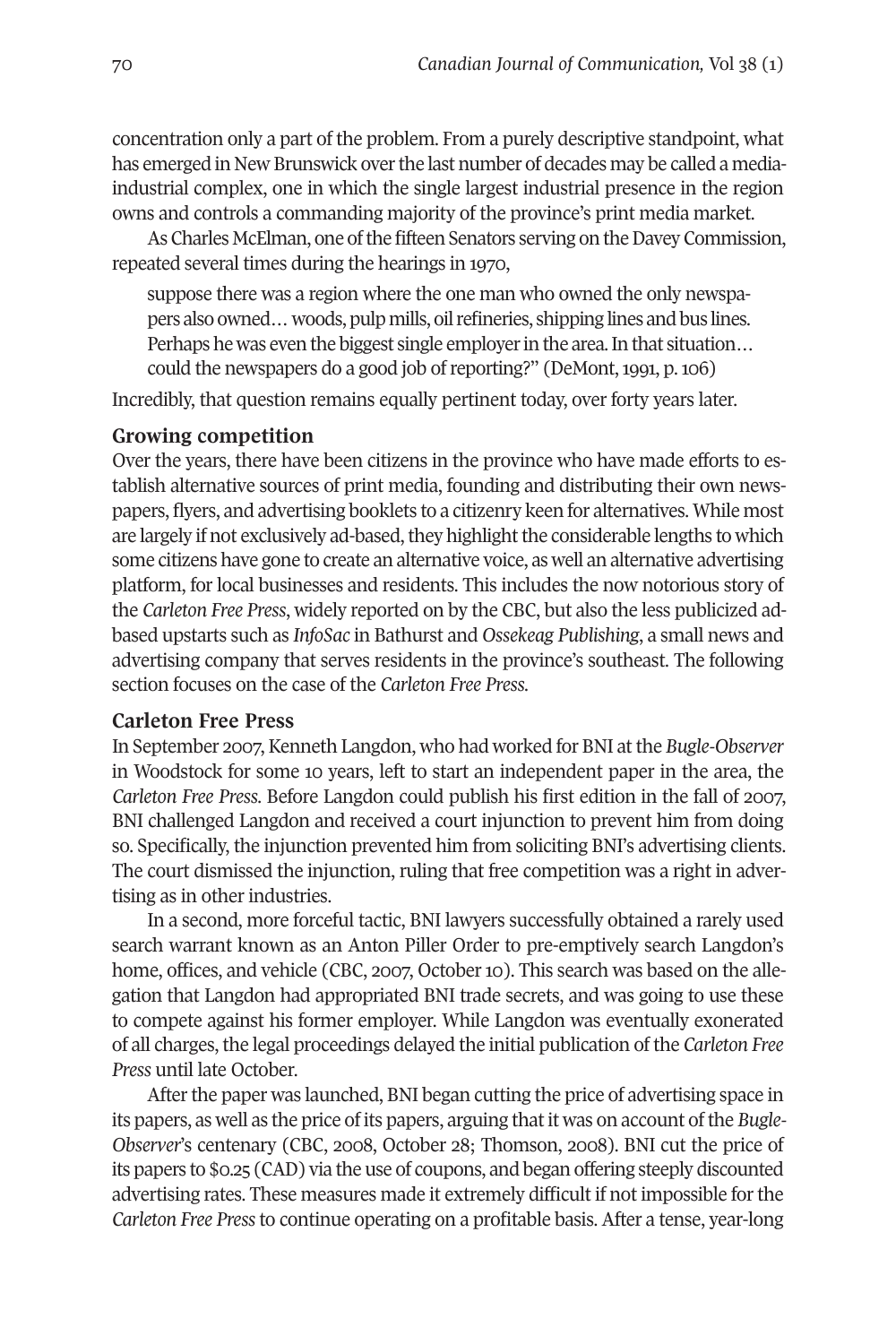concentration only a part of the problem. From a purely descriptive standpoint, what has emerged in New Brunswick over the last number of decades may be called a media-industrial complex, one in which the single largest industrial presence in the region owns and controls a commanding majority of the province's print media market.

As Charles McElman, one of the fifteen Senators serving on the Davey Commission, repeated several times during the hearings in 1970,

> suppose there was a region where the one man who owned the only newspapers also owned… woods, pulp mills, oil refineries, shipping lines and bus lines. Perhaps he was even the biggest single employer in the area. In that situation… could the newspapers do a good job of reporting?" (DeMont, 1991, p. 106)

Incredibly, that question remains equally pertinent today, over forty years later.

### Growing competition

Over the years, there have been citizens in the province who have made efforts to establish alternative sources of print media, founding and distributing their own newspapers, flyers, and advertising booklets to a citizenry keen for alternatives. While most are largely if not exclusively ad-based, they highlight the considerable lengths to which some citizens have gone to create an alternative voice, as well an alternative advertising platform, for local businesses and residents. This includes the now notorious story of the *Carleton Free Press*, widely reported on by the CBC, but also the less publicized ad-based upstarts such as *InfoSac* in Bathurst and *Ossekeag Publishing*, a small news and advertising company that serves residents in the province's southeast. The following section focuses on the case of the *Carleton Free Press*.

### Carleton Free Press

In September 2007, Kenneth Langdon, who had worked for BNI at the *Bugle-Observer* in Woodstock for some 10 years, left to start an independent paper in the area, the *Carleton Free Press*. Before Langdon could publish his first edition in the fall of 2007, BNI challenged Langdon and received a court injunction to prevent him from doing so. Specifically, the injunction prevented him from soliciting BNI's advertising clients. The court dismissed the injunction, ruling that free competition was a right in advertising as in other industries.

In a second, more forceful tactic, BNI lawyers successfully obtained a rarely used search warrant known as an Anton Piller Order to pre-emptively search Langdon's home, offices, and vehicle (CBC, 2007, October 10). This search was based on the allegation that Langdon had appropriated BNI trade secrets, and was going to use these to compete against his former employer. While Langdon was eventually exonerated of all charges, the legal proceedings delayed the initial publication of the *Carleton Free Press* until late October.

After the paper was launched, BNI began cutting the price of advertising space in its papers, as well as the price of its papers, arguing that it was on account of the *Bugle-Observer*'s centenary (CBC, 2008, October 28; Thomson, 2008). BNI cut the price of its papers to $0.25 (CAD) via the use of coupons, and began offering steeply discounted advertising rates. These measures made it extremely difficult if not impossible for the *Carleton Free Press* to continue operating on a profitable basis. After a tense, year-long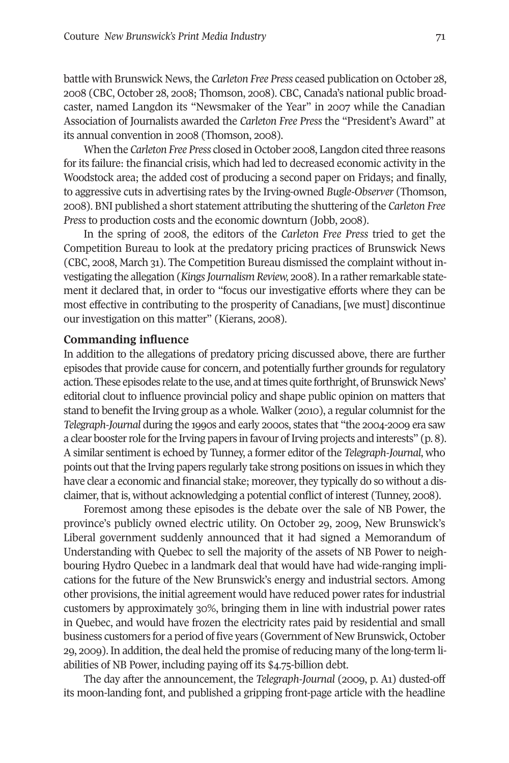battle with Brunswick News, the *Carleton Free Press* ceased publication on October 28, 2008 (CBC, October 28, 2008; Thomson, 2008). CBC, Canada's national public broadcaster, named Langdon its "Newsmaker of the Year" in 2007 while the Canadian Association of Journalists awarded the *Carleton Free Press* the "President's Award" at its annual convention in 2008 (Thomson, 2008).

When the *Carleton Free Press* closed in October 2008, Langdon cited three reasons for its failure: the financial crisis, which had led to decreased economic activity in the Woodstock area; the added cost of producing a second paper on Fridays; and finally, to aggressive cuts in advertising rates by the Irving-owned *Bugle-Observer* (Thomson, 2008). BNI published a short statement attributing the shuttering of the *Carleton Free Press* to production costs and the economic downturn (Jobb, 2008).

In the spring of 2008, the editors of the *Carleton Free Press* tried to get the Competition Bureau to look at the predatory pricing practices of Brunswick News (CBC, 2008, March 31). The Competition Bureau dismissed the complaint without investigating the allegation (*Kings Journalism Review,* 2008). In a rather remarkable statement it declared that, in order to "focus our investigative efforts where they can be most effective in contributing to the prosperity of Canadians, [we must] discontinue our investigation on this matter" (Kierans, 2008).

**Commanding influence**

In addition to the allegations of predatory pricing discussed above, there are further episodes that provide cause for concern, and potentially further grounds for regulatory action. These episodes relate to the use, and at times quite forthright, of Brunswick News' editorial clout to influence provincial policy and shape public opinion on matters that stand to benefit the Irving group as a whole. Walker (2010), a regular columnist for the *Telegraph-Journal* during the 1990s and early 2000s, states that "the 2004-2009 era saw a clear booster role for the Irving papers in favour of Irving projects and interests" (p. 8). A similar sentiment is echoed by Tunney, a former editor of the *Telegraph-Journal*, who points out that the Irving papers regularly take strong positions on issues in which they have clear a economic and financial stake; moreover, they typically do so without a disclaimer, that is, without acknowledging a potential conflict of interest (Tunney, 2008).

Foremost among these episodes is the debate over the sale of NB Power, the province's publicly owned electric utility. On October 29, 2009, New Brunswick's Liberal government suddenly announced that it had signed a Memorandum of Understanding with Quebec to sell the majority of the assets of NB Power to neighbouring Hydro Quebec in a landmark deal that would have had wide-ranging implications for the future of the New Brunswick's energy and industrial sectors. Among other provisions, the initial agreement would have reduced power rates for industrial customers by approximately 30%, bringing them in line with industrial power rates in Quebec, and would have frozen the electricity rates paid by residential and small business customers for a period of five years (Government of New Brunswick, October 29, 2009). In addition, the deal held the promise of reducing many of the long-term liabilities of NB Power, including paying off its $4.75-billion debt.

The day after the announcement, the *Telegraph-Journal* (2009, p. A1) dusted-off its moon-landing font, and published a gripping front-page article with the headline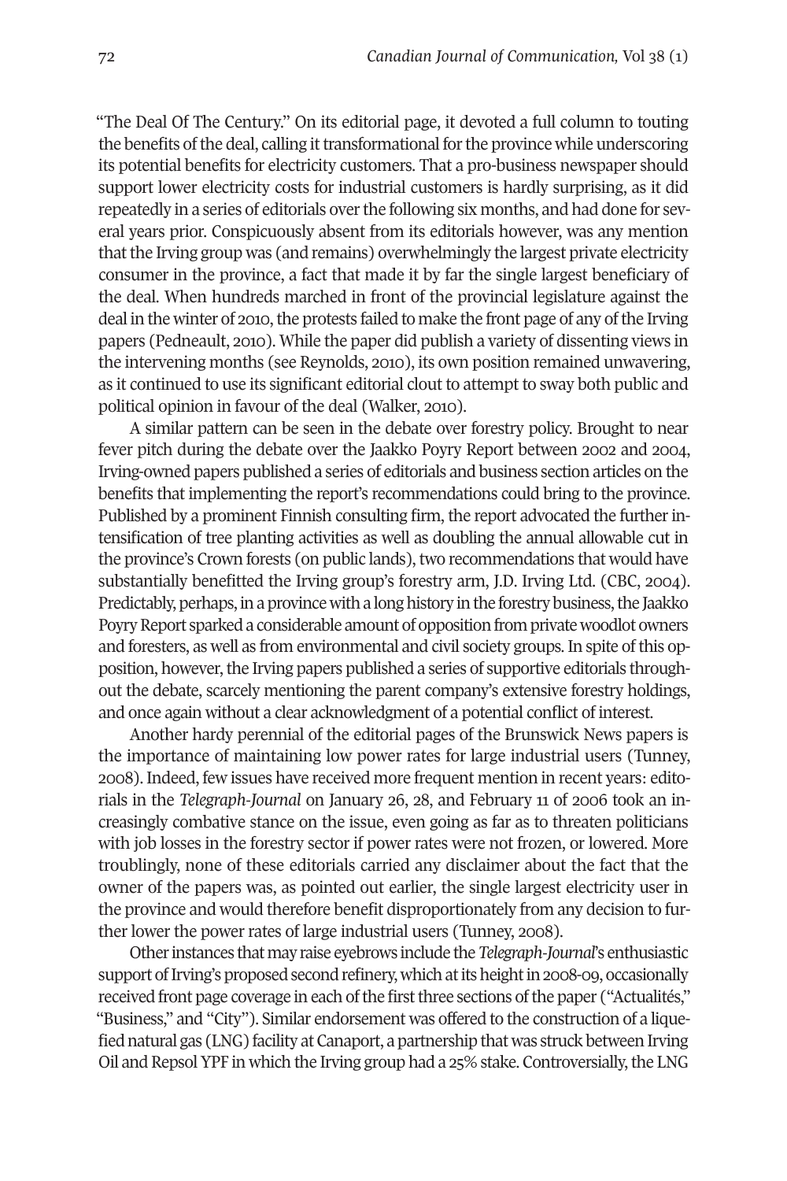"The Deal Of The Century." On its editorial page, it devoted a full column to touting the benefits of the deal, calling it transformational for the province while underscoring its potential benefits for electricity customers. That a pro-business newspaper should support lower electricity costs for industrial customers is hardly surprising, as it did repeatedly in a series of editorials over the following six months, and had done for several years prior. Conspicuously absent from its editorials however, was any mention that the Irving group was (and remains) overwhelmingly the largest private electricity consumer in the province, a fact that made it by far the single largest beneficiary of the deal. When hundreds marched in front of the provincial legislature against the deal in the winter of 2010, the protests failed to make the front page of any of the Irving papers (Pedneault, 2010). While the paper did publish a variety of dissenting views in the intervening months (see Reynolds, 2010), its own position remained unwavering, as it continued to use its significant editorial clout to attempt to sway both public and political opinion in favour of the deal (Walker, 2010).

A similar pattern can be seen in the debate over forestry policy. Brought to near fever pitch during the debate over the Jaakko Poyry Report between 2002 and 2004, Irving-owned papers published a series of editorials and business section articles on the benefits that implementing the report's recommendations could bring to the province. Published by a prominent Finnish consulting firm, the report advocated the further intensification of tree planting activities as well as doubling the annual allowable cut in the province's Crown forests (on public lands), two recommendations that would have substantially benefitted the Irving group's forestry arm, J.D. Irving Ltd. (CBC, 2004). Predictably, perhaps, in a province with a long history in the forestry business, the Jaakko Poyry Report sparked a considerable amount of opposition from private woodlot owners and foresters, as well as from environmental and civil society groups. In spite of this opposition, however, the Irving papers published a series of supportive editorials throughout the debate, scarcely mentioning the parent company's extensive forestry holdings, and once again without a clear acknowledgment of a potential conflict of interest.

Another hardy perennial of the editorial pages of the Brunswick News papers is the importance of maintaining low power rates for large industrial users (Tunney, 2008). Indeed, few issues have received more frequent mention in recent years: editorials in the *Telegraph-Journal* on January 26, 28, and February 11 of 2006 took an increasingly combative stance on the issue, even going as far as to threaten politicians with job losses in the forestry sector if power rates were not frozen, or lowered. More troublingly, none of these editorials carried any disclaimer about the fact that the owner of the papers was, as pointed out earlier, the single largest electricity user in the province and would therefore benefit disproportionately from any decision to further lower the power rates of large industrial users (Tunney, 2008).

Other instances that may raise eyebrows include the *Telegraph-Journal*'s enthusiastic support of Irving's proposed second refinery, which at its height in 2008-09, occasionally received front page coverage in each of the first three sections of the paper ("Actualités," "Business," and "City"). Similar endorsement was offered to the construction of a liquefied natural gas (LNG) facility at Canaport, a partnership that was struck between Irving Oil and Repsol YPF in which the Irving group had a 25% stake. Controversially, the LNG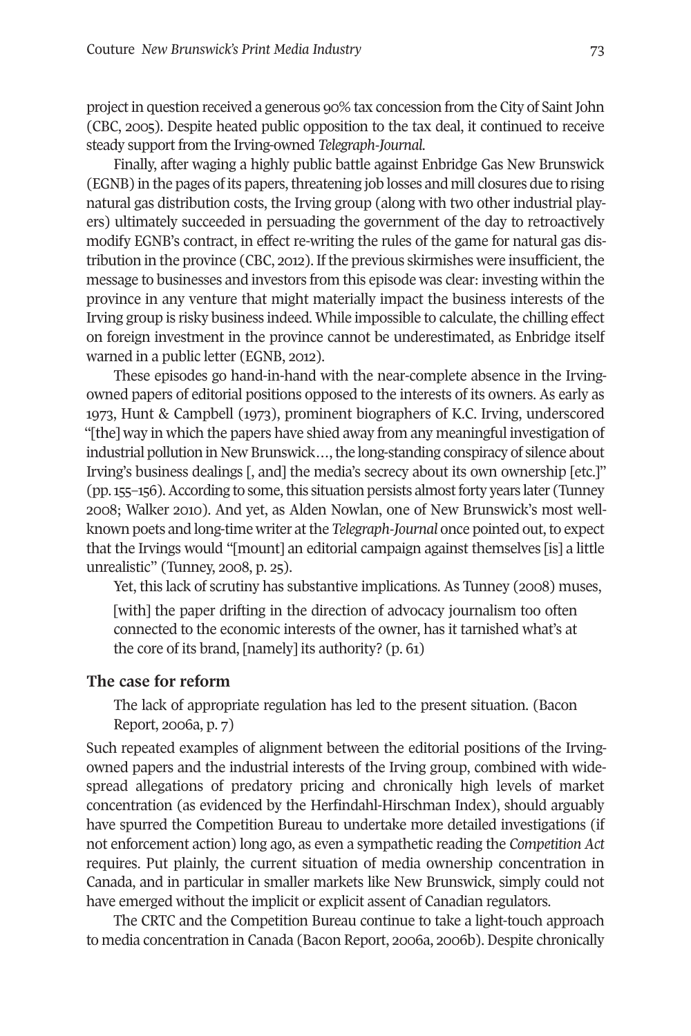project in question received a generous 90% tax concession from the City of Saint John (CBC, 2005). Despite heated public opposition to the tax deal, it continued to receive steady support from the Irving-owned *Telegraph-Journal*.

Finally, after waging a highly public battle against Enbridge Gas New Brunswick (EGNB) in the pages of its papers, threatening job losses and mill closures due to rising natural gas distribution costs, the Irving group (along with two other industrial players) ultimately succeeded in persuading the government of the day to retroactively modify EGNB's contract, in effect re-writing the rules of the game for natural gas distribution in the province (CBC, 2012). If the previous skirmishes were insufficient, the message to businesses and investors from this episode was clear: investing within the province in any venture that might materially impact the business interests of the Irving group is risky business indeed. While impossible to calculate, the chilling effect on foreign investment in the province cannot be underestimated, as Enbridge itself warned in a public letter (EGNB, 2012).

These episodes go hand-in-hand with the near-complete absence in the Irving-owned papers of editorial positions opposed to the interests of its owners. As early as 1973, Hunt & Campbell (1973), prominent biographers of K.C. Irving, underscored "[the] way in which the papers have shied away from any meaningful investigation of industrial pollution in New Brunswick…, the long-standing conspiracy of silence about Irving's business dealings [, and] the media's secrecy about its own ownership [etc.]" (pp. 155–156). According to some, this situation persists almost forty years later (Tunney 2008; Walker 2010). And yet, as Alden Nowlan, one of New Brunswick's most well-known poets and long-time writer at the *Telegraph-Journal* once pointed out, to expect that the Irvings would "[mount] an editorial campaign against themselves [is] a little unrealistic" (Tunney, 2008, p. 25).

Yet, this lack of scrutiny has substantive implications. As Tunney (2008) muses,

> [with] the paper drifting in the direction of advocacy journalism too often connected to the economic interests of the owner, has it tarnished what's at the core of its brand, [namely] its authority? (p. 61)

## The case for reform

> The lack of appropriate regulation has led to the present situation. (Bacon Report, 2006a, p. 7)

Such repeated examples of alignment between the editorial positions of the Irving-owned papers and the industrial interests of the Irving group, combined with widespread allegations of predatory pricing and chronically high levels of market concentration (as evidenced by the Herfindahl-Hirschman Index), should arguably have spurred the Competition Bureau to undertake more detailed investigations (if not enforcement action) long ago, as even a sympathetic reading the *Competition Act* requires. Put plainly, the current situation of media ownership concentration in Canada, and in particular in smaller markets like New Brunswick, simply could not have emerged without the implicit or explicit assent of Canadian regulators.

The CRTC and the Competition Bureau continue to take a light-touch approach to media concentration in Canada (Bacon Report, 2006a, 2006b). Despite chronically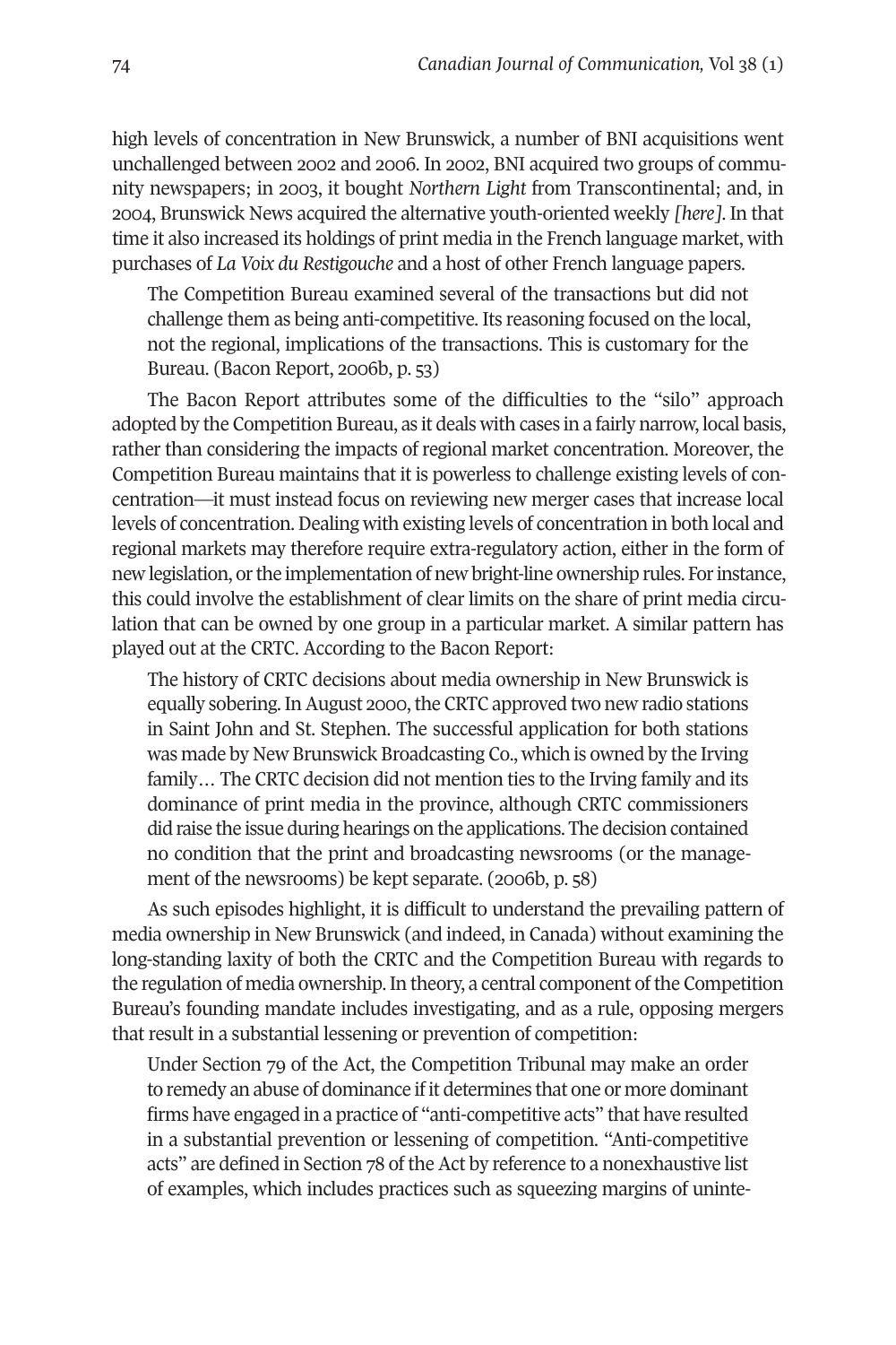high levels of concentration in New Brunswick, a number of BNI acquisitions went unchallenged between 2002 and 2006. In 2002, BNI acquired two groups of community newspapers; in 2003, it bought *Northern Light* from Transcontinental; and, in 2004, Brunswick News acquired the alternative youth-oriented weekly *[here]*. In that time it also increased its holdings of print media in the French language market, with purchases of *La Voix du Restigouche* and a host of other French language papers.

> The Competition Bureau examined several of the transactions but did not challenge them as being anti-competitive. Its reasoning focused on the local, not the regional, implications of the transactions. This is customary for the Bureau. (Bacon Report, 2006b, p. 53)

The Bacon Report attributes some of the difficulties to the "silo" approach adopted by the Competition Bureau, as it deals with cases in a fairly narrow, local basis, rather than considering the impacts of regional market concentration. Moreover, the Competition Bureau maintains that it is powerless to challenge existing levels of concentration—it must instead focus on reviewing new merger cases that increase local levels of concentration. Dealing with existing levels of concentration in both local and regional markets may therefore require extra-regulatory action, either in the form of new legislation, or the implementation of new bright-line ownership rules. For instance, this could involve the establishment of clear limits on the share of print media circulation that can be owned by one group in a particular market. A similar pattern has played out at the CRTC. According to the Bacon Report:

> The history of CRTC decisions about media ownership in New Brunswick is equally sobering. In August 2000, the CRTC approved two new radio stations in Saint John and St. Stephen. The successful application for both stations was made by New Brunswick Broadcasting Co., which is owned by the Irving family… The CRTC decision did not mention ties to the Irving family and its dominance of print media in the province, although CRTC commissioners did raise the issue during hearings on the applications. The decision contained no condition that the print and broadcasting newsrooms (or the management of the newsrooms) be kept separate. (2006b, p. 58)

As such episodes highlight, it is difficult to understand the prevailing pattern of media ownership in New Brunswick (and indeed, in Canada) without examining the long-standing laxity of both the CRTC and the Competition Bureau with regards to the regulation of media ownership. In theory, a central component of the Competition Bureau's founding mandate includes investigating, and as a rule, opposing mergers that result in a substantial lessening or prevention of competition:

> Under Section 79 of the Act, the Competition Tribunal may make an order to remedy an abuse of dominance if it determines that one or more dominant firms have engaged in a practice of "anti-competitive acts" that have resulted in a substantial prevention or lessening of competition. "Anti-competitive acts" are defined in Section 78 of the Act by reference to a nonexhaustive list of examples, which includes practices such as squeezing margins of uninte-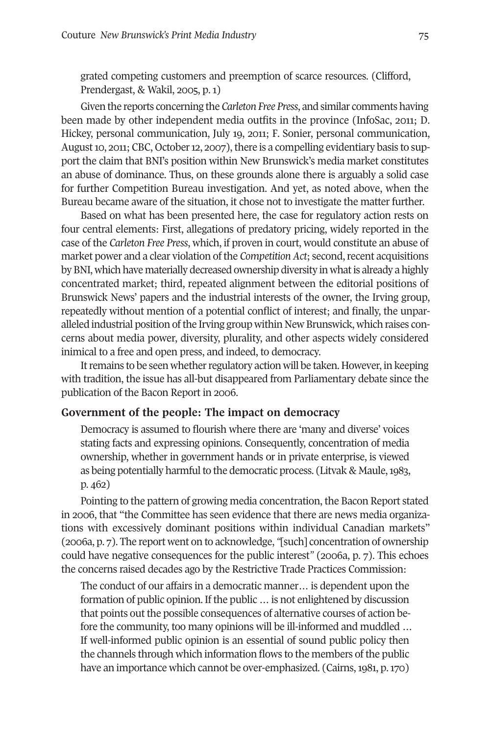> grated competing customers and preemption of scarce resources. (Clifford, Prendergast, & Wakil, 2005, p. 1)

Given the reports concerning the *Carleton Free Press*, and similar comments having been made by other independent media outfits in the province (InfoSac, 2011; D. Hickey, personal communication, July 19, 2011; F. Sonier, personal communication, August 10, 2011; CBC, October 12, 2007), there is a compelling evidentiary basis to support the claim that BNI's position within New Brunswick's media market constitutes an abuse of dominance. Thus, on these grounds alone there is arguably a solid case for further Competition Bureau investigation. And yet, as noted above, when the Bureau became aware of the situation, it chose not to investigate the matter further.

Based on what has been presented here, the case for regulatory action rests on four central elements: First, allegations of predatory pricing, widely reported in the case of the *Carleton Free Press*, which, if proven in court, would constitute an abuse of market power and a clear violation of the *Competition Act*; second, recent acquisitions by BNI, which have materially decreased ownership diversity in what is already a highly concentrated market; third, repeated alignment between the editorial positions of Brunswick News' papers and the industrial interests of the owner, the Irving group, repeatedly without mention of a potential conflict of interest; and finally, the unparalleled industrial position of the Irving group within New Brunswick, which raises concerns about media power, diversity, plurality, and other aspects widely considered inimical to a free and open press, and indeed, to democracy.

It remains to be seen whether regulatory action will be taken. However, in keeping with tradition, the issue has all-but disappeared from Parliamentary debate since the publication of the Bacon Report in 2006.

### Government of the people: The impact on democracy

> Democracy is assumed to flourish where there are 'many and diverse' voices stating facts and expressing opinions. Consequently, concentration of media ownership, whether in government hands or in private enterprise, is viewed as being potentially harmful to the democratic process. (Litvak & Maule, 1983, p. 462)

Pointing to the pattern of growing media concentration, the Bacon Report stated in 2006, that "the Committee has seen evidence that there are news media organizations with excessively dominant positions within individual Canadian markets" (2006a, p. 7). The report went on to acknowledge, "[such] concentration of ownership could have negative consequences for the public interest" (2006a, p. 7). This echoes the concerns raised decades ago by the Restrictive Trade Practices Commission:

> The conduct of our affairs in a democratic manner… is dependent upon the formation of public opinion. If the public … is not enlightened by discussion that points out the possible consequences of alternative courses of action before the community, too many opinions will be ill-informed and muddled … If well-informed public opinion is an essential of sound public policy then the channels through which information flows to the members of the public have an importance which cannot be over-emphasized. (Cairns, 1981, p. 170)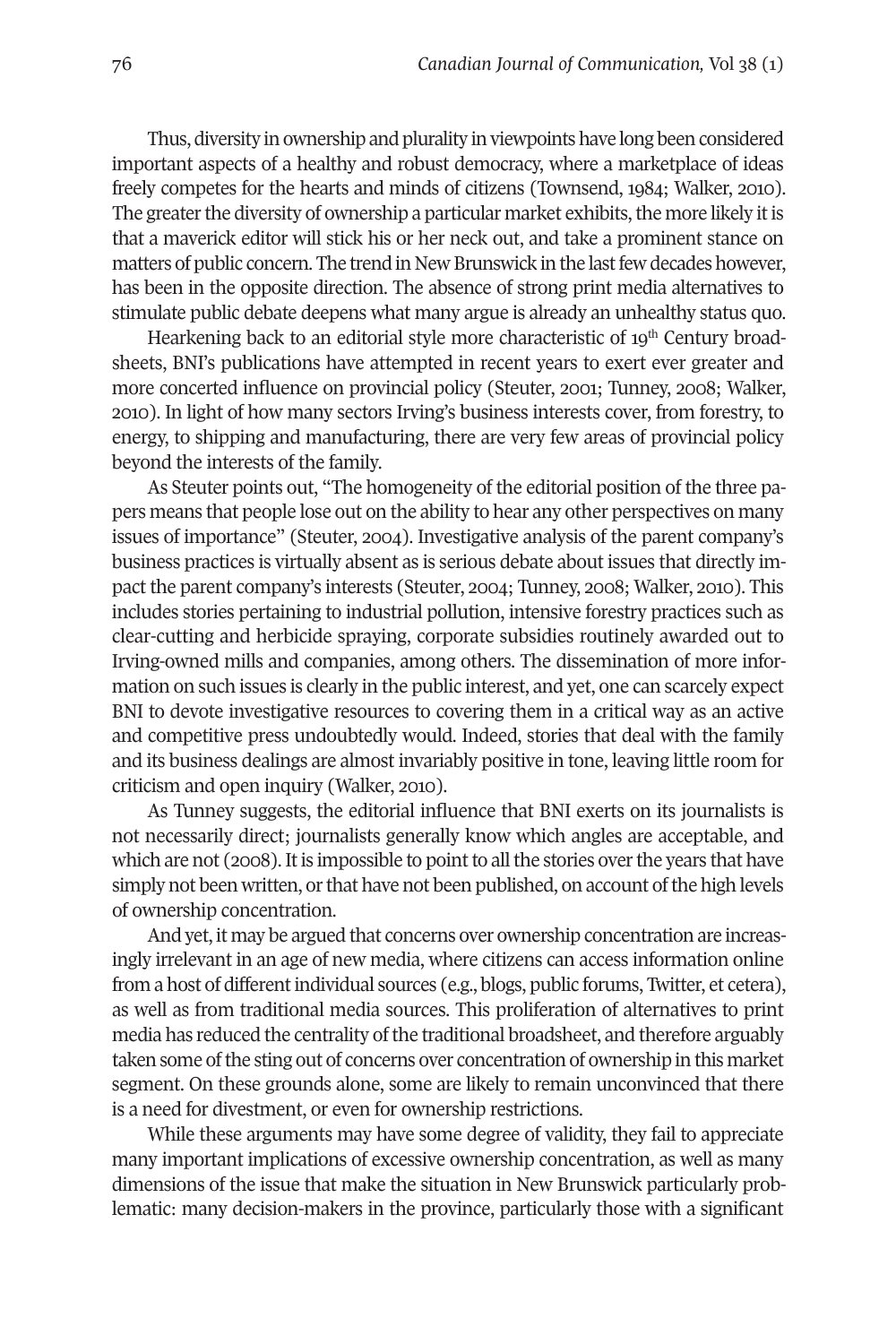Thus, diversity in ownership and plurality in viewpoints have long been considered important aspects of a healthy and robust democracy, where a marketplace of ideas freely competes for the hearts and minds of citizens (Townsend, 1984; Walker, 2010). The greater the diversity of ownership a particular market exhibits, the more likely it is that a maverick editor will stick his or her neck out, and take a prominent stance on matters of public concern. The trend in New Brunswick in the last few decades however, has been in the opposite direction. The absence of strong print media alternatives to stimulate public debate deepens what many argue is already an unhealthy status quo.

Hearkening back to an editorial style more characteristic of 19th Century broadsheets, BNI's publications have attempted in recent years to exert ever greater and more concerted influence on provincial policy (Steuter, 2001; Tunney, 2008; Walker, 2010). In light of how many sectors Irving's business interests cover, from forestry, to energy, to shipping and manufacturing, there are very few areas of provincial policy beyond the interests of the family.

As Steuter points out, "The homogeneity of the editorial position of the three papers means that people lose out on the ability to hear any other perspectives on many issues of importance" (Steuter, 2004). Investigative analysis of the parent company's business practices is virtually absent as is serious debate about issues that directly impact the parent company's interests (Steuter, 2004; Tunney, 2008; Walker, 2010). This includes stories pertaining to industrial pollution, intensive forestry practices such as clear-cutting and herbicide spraying, corporate subsidies routinely awarded out to Irving-owned mills and companies, among others. The dissemination of more information on such issues is clearly in the public interest, and yet, one can scarcely expect BNI to devote investigative resources to covering them in a critical way as an active and competitive press undoubtedly would. Indeed, stories that deal with the family and its business dealings are almost invariably positive in tone, leaving little room for criticism and open inquiry (Walker, 2010).

As Tunney suggests, the editorial influence that BNI exerts on its journalists is not necessarily direct; journalists generally know which angles are acceptable, and which are not (2008). It is impossible to point to all the stories over the years that have simply not been written, or that have not been published, on account of the high levels of ownership concentration.

And yet, it may be argued that concerns over ownership concentration are increasingly irrelevant in an age of new media, where citizens can access information online from a host of different individual sources (e.g., blogs, public forums, Twitter, et cetera), as well as from traditional media sources. This proliferation of alternatives to print media has reduced the centrality of the traditional broadsheet, and therefore arguably taken some of the sting out of concerns over concentration of ownership in this market segment. On these grounds alone, some are likely to remain unconvinced that there is a need for divestment, or even for ownership restrictions.

While these arguments may have some degree of validity, they fail to appreciate many important implications of excessive ownership concentration, as well as many dimensions of the issue that make the situation in New Brunswick particularly problematic: many decision-makers in the province, particularly those with a significant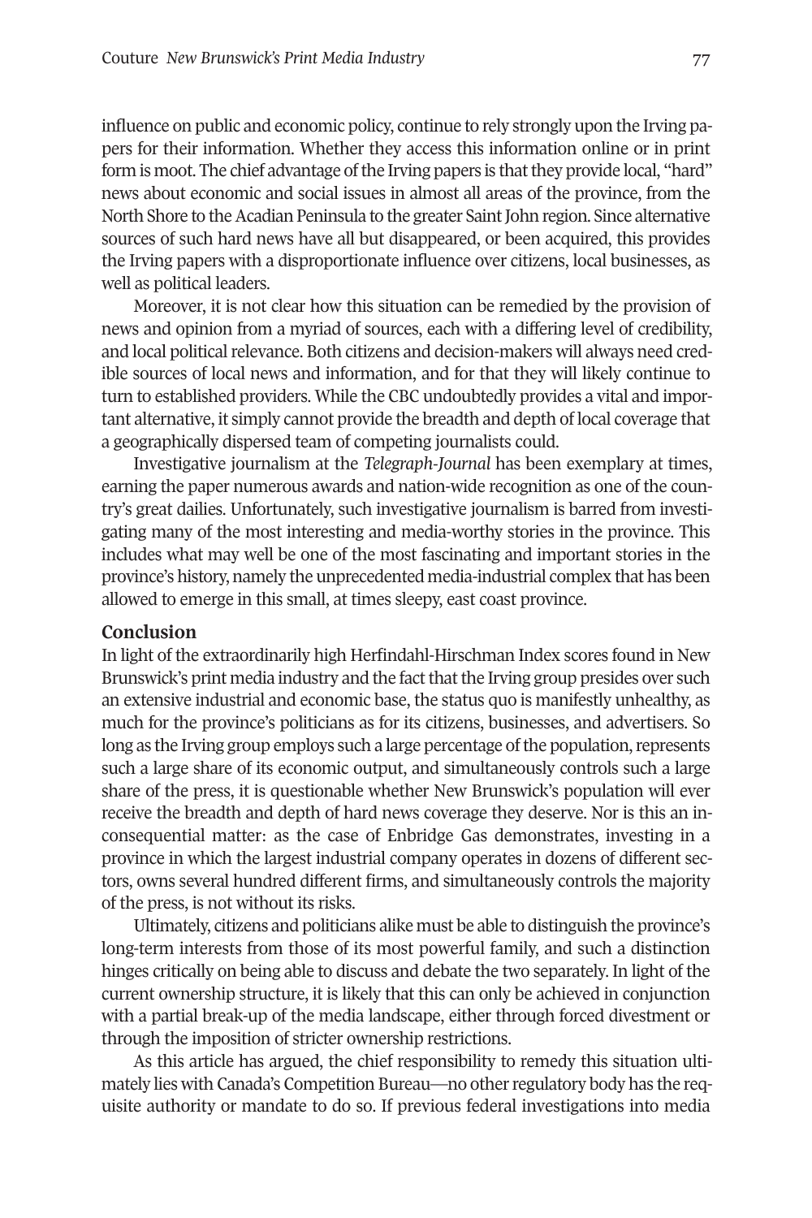influence on public and economic policy, continue to rely strongly upon the Irving papers for their information. Whether they access this information online or in print form is moot. The chief advantage of the Irving papers is that they provide local, "hard" news about economic and social issues in almost all areas of the province, from the North Shore to the Acadian Peninsula to the greater Saint John region. Since alternative sources of such hard news have all but disappeared, or been acquired, this provides the Irving papers with a disproportionate influence over citizens, local businesses, as well as political leaders.

Moreover, it is not clear how this situation can be remedied by the provision of news and opinion from a myriad of sources, each with a differing level of credibility, and local political relevance. Both citizens and decision-makers will always need credible sources of local news and information, and for that they will likely continue to turn to established providers. While the CBC undoubtedly provides a vital and important alternative, it simply cannot provide the breadth and depth of local coverage that a geographically dispersed team of competing journalists could.

Investigative journalism at the *Telegraph-Journal* has been exemplary at times, earning the paper numerous awards and nation-wide recognition as one of the country's great dailies. Unfortunately, such investigative journalism is barred from investigating many of the most interesting and media-worthy stories in the province. This includes what may well be one of the most fascinating and important stories in the province's history, namely the unprecedented media-industrial complex that has been allowed to emerge in this small, at times sleepy, east coast province.

## Conclusion

In light of the extraordinarily high Herfindahl-Hirschman Index scores found in New Brunswick's print media industry and the fact that the Irving group presides over such an extensive industrial and economic base, the status quo is manifestly unhealthy, as much for the province's politicians as for its citizens, businesses, and advertisers. So long as the Irving group employs such a large percentage of the population, represents such a large share of its economic output, and simultaneously controls such a large share of the press, it is questionable whether New Brunswick's population will ever receive the breadth and depth of hard news coverage they deserve. Nor is this an inconsequential matter: as the case of Enbridge Gas demonstrates, investing in a province in which the largest industrial company operates in dozens of different sectors, owns several hundred different firms, and simultaneously controls the majority of the press, is not without its risks.

Ultimately, citizens and politicians alike must be able to distinguish the province's long-term interests from those of its most powerful family, and such a distinction hinges critically on being able to discuss and debate the two separately. In light of the current ownership structure, it is likely that this can only be achieved in conjunction with a partial break-up of the media landscape, either through forced divestment or through the imposition of stricter ownership restrictions.

As this article has argued, the chief responsibility to remedy this situation ultimately lies with Canada's Competition Bureau—no other regulatory body has the requisite authority or mandate to do so. If previous federal investigations into media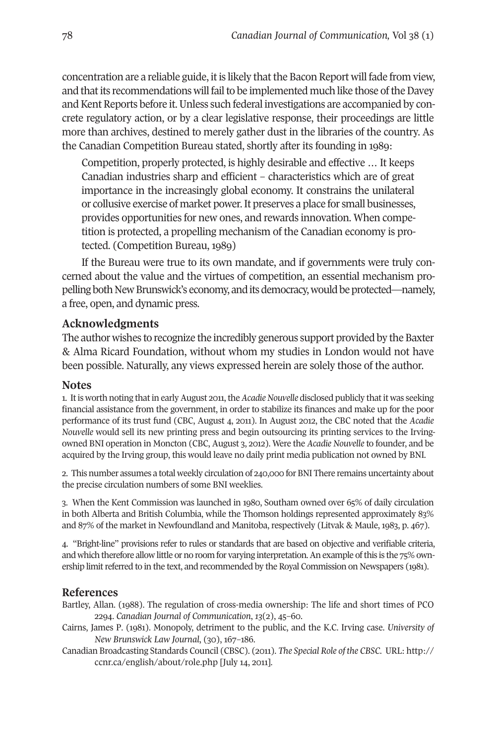concentration are a reliable guide, it is likely that the Bacon Report will fade from view, and that its recommendations will fail to be implemented much like those of the Davey and Kent Reports before it. Unless such federal investigations are accompanied by concrete regulatory action, or by a clear legislative response, their proceedings are little more than archives, destined to merely gather dust in the libraries of the country. As the Canadian Competition Bureau stated, shortly after its founding in 1989:

> Competition, properly protected, is highly desirable and effective … It keeps Canadian industries sharp and efficient – characteristics which are of great importance in the increasingly global economy. It constrains the unilateral or collusive exercise of market power. It preserves a place for small businesses, provides opportunities for new ones, and rewards innovation. When competition is protected, a propelling mechanism of the Canadian economy is protected. (Competition Bureau, 1989)

If the Bureau were true to its own mandate, and if governments were truly concerned about the value and the virtues of competition, an essential mechanism propelling both New Brunswick's economy, and its democracy, would be protected—namely, a free, open, and dynamic press.

## Acknowledgments

The author wishes to recognize the incredibly generous support provided by the Baxter & Alma Ricard Foundation, without whom my studies in London would not have been possible. Naturally, any views expressed herein are solely those of the author.

## Notes

1. It is worth noting that in early August 2011, the *Acadie Nouvelle* disclosed publicly that it was seeking financial assistance from the government, in order to stabilize its finances and make up for the poor performance of its trust fund (CBC, August 4, 2011). In August 2012, the CBC noted that the *Acadie Nouvelle* would sell its new printing press and begin outsourcing its printing services to the Irving-owned BNI operation in Moncton (CBC, August 3, 2012). Were the *Acadie Nouvelle* to founder, and be acquired by the Irving group, this would leave no daily print media publication not owned by BNI.

2. This number assumes a total weekly circulation of 240,000 for BNI There remains uncertainty about the precise circulation numbers of some BNI weeklies.

3. When the Kent Commission was launched in 1980, Southam owned over 65% of daily circulation in both Alberta and British Columbia, while the Thomson holdings represented approximately 83% and 87% of the market in Newfoundland and Manitoba, respectively (Litvak & Maule, 1983, p. 467).

4. "Bright-line" provisions refer to rules or standards that are based on objective and verifiable criteria, and which therefore allow little or no room for varying interpretation. An example of this is the 75% ownership limit referred to in the text, and recommended by the Royal Commission on Newspapers (1981).

## References

Bartley, Allan. (1988). The regulation of cross-media ownership: The life and short times of PCO 2294. *Canadian Journal of Communication*, *13*(2), 45–60.

Cairns, James P. (1981). Monopoly, detriment to the public, and the K.C. Irving case. *University of New Brunswick Law Journal*, (30), 167–186.

Canadian Broadcasting Standards Council (CBSC). (2011). *The Special Role of the CBSC*. URL: http://ccnr.ca/english/about/role.php [July 14, 2011].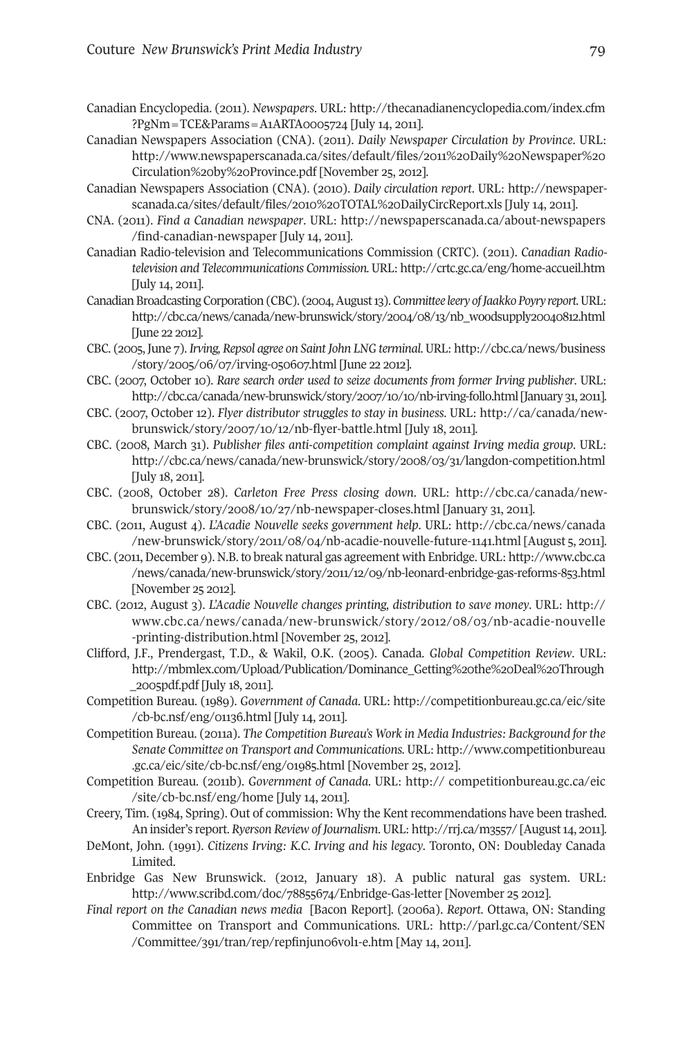Canadian Encyclopedia. (2011). *Newspapers*. URL: http://thecanadianencyclopedia.com/index.cfm?PgNm=TCE&Params=A1ARTA0005724 [July 14, 2011].

Canadian Newspapers Association (CNA). (2011). *Daily Newspaper Circulation by Province*. URL: http://www.newspaperscanada.ca/sites/default/files/2011%20Daily%20Newspaper%20Circulation%20by%20Province.pdf [November 25, 2012].

Canadian Newspapers Association (CNA). (2010). *Daily circulation report*. URL: http://newspaperscanada.ca/sites/default/files/2010%20TOTAL%20DailyCircReport.xls [July 14, 2011].

CNA. (2011). *Find a Canadian newspaper*. URL: http://newspaperscanada.ca/about-newspapers/find-canadian-newspaper [July 14, 2011].

Canadian Radio-television and Telecommunications Commission (CRTC). (2011). *Canadian Radio-television and Telecommunications Commission.* URL: http://crtc.gc.ca/eng/home-accueil.htm [July 14, 2011].

Canadian Broadcasting Corporation (CBC). (2004, August 13). *Committee leery of Jaakko Poyry report.* URL: http://cbc.ca/news/canada/new-brunswick/story/2004/08/13/nb_woodsupply20040812.html [June 22 2012].

CBC. (2005, June 7). *Irving, Repsol agree on Saint John LNG terminal.* URL: http://cbc.ca/news/business/story/2005/06/07/irving-050607.html [June 22 2012].

CBC. (2007, October 10). *Rare search order used to seize documents from former Irving publisher*. URL: http://cbc.ca/canada/new-brunswick/story/2007/10/10/nb-irving-follo.html [January 31, 2011].

CBC. (2007, October 12). *Flyer distributor struggles to stay in business.* URL: http://ca/canada/new-brunswick/story/2007/10/12/nb-flyer-battle.html [July 18, 2011].

CBC. (2008, March 31). *Publisher files anti-competition complaint against Irving media group*. URL: http://cbc.ca/news/canada/new-brunswick/story/2008/03/31/langdon-competition.html [July 18, 2011].

CBC. (2008, October 28). *Carleton Free Press closing down*. URL: http://cbc.ca/canada/new-brunswick/story/2008/10/27/nb-newspaper-closes.html [January 31, 2011].

CBC. (2011, August 4). *L'Acadie Nouvelle seeks government help*. URL: http://cbc.ca/news/canada/new-brunswick/story/2011/08/04/nb-acadie-nouvelle-future-1141.html [August 5, 2011].

CBC. (2011, December 9). N.B. to break natural gas agreement with Enbridge. URL: http://www.cbc.ca/news/canada/new-brunswick/story/2011/12/09/nb-leonard-enbridge-gas-reforms-853.html [November 25 2012].

CBC. (2012, August 3). *L'Acadie Nouvelle changes printing, distribution to save money*. URL: http://www.cbc.ca/news/canada/new-brunswick/story/2012/08/03/nb-acadie-nouvelle-printing-distribution.html [November 25, 2012].

Clifford, J.F., Prendergast, T.D., & Wakil, O.K. (2005). Canada. *Global Competition Review*. URL: http://mbmlex.com/Upload/Publication/Dominance_Getting%20the%20Deal%20Through_2005pdf.pdf [July 18, 2011].

Competition Bureau. (1989). *Government of Canada*. URL: http://competitionbureau.gc.ca/eic/site/cb-bc.nsf/eng/01136.html [July 14, 2011].

Competition Bureau. (2011a). *The Competition Bureau's Work in Media Industries: Background for the Senate Committee on Transport and Communications.* URL: http://www.competitionbureau.gc.ca/eic/site/cb-bc.nsf/eng/01985.html [November 25, 2012].

Competition Bureau. (2011b). *Government of Canada*. URL: http:// competitionbureau.gc.ca/eic/site/cb-bc.nsf/eng/home [July 14, 2011].

Creery, Tim. (1984, Spring). Out of commission: Why the Kent recommendations have been trashed. An insider's report. *Ryerson Review of Journalism*. URL: http://rrj.ca/m3557/ [August 14, 2011].

DeMont, John. (1991). *Citizens Irving: K.C. Irving and his legacy*. Toronto, ON: Doubleday Canada Limited.

Enbridge Gas New Brunswick. (2012, January 18). A public natural gas system. URL: http://www.scribd.com/doc/78855674/Enbridge-Gas-letter [November 25 2012].

*Final report on the Canadian news media* [Bacon Report]. (2006a). *Report.* Ottawa, ON: Standing Committee on Transport and Communications. URL: http://parl.gc.ca/Content/SEN/Committee/391/tran/rep/repfinjun06vol1-e.htm [May 14, 2011].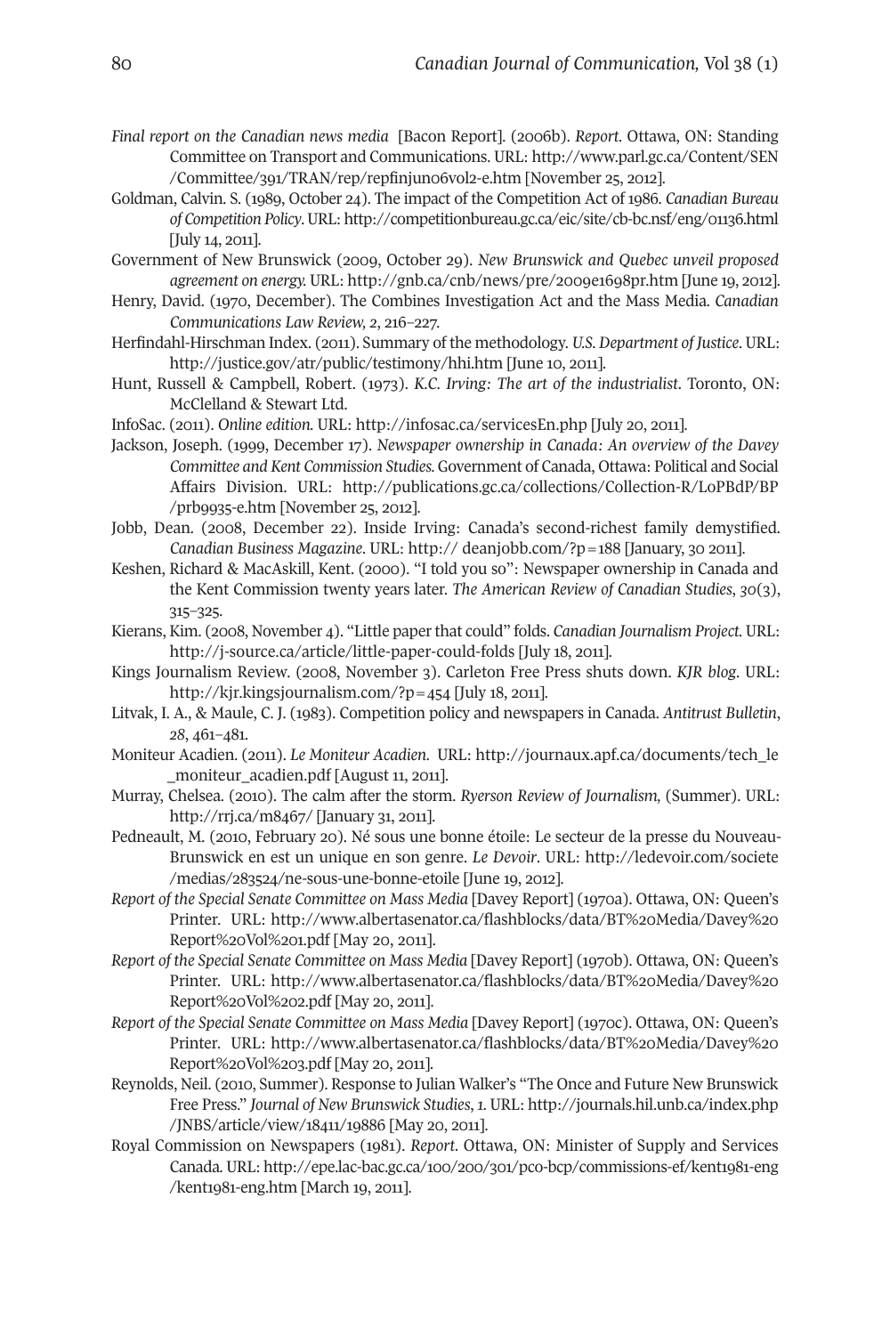*Final report on the Canadian news media* [Bacon Report]. (2006b). *Report*. Ottawa, ON: Standing Committee on Transport and Communications. URL: http://www.parl.gc.ca/Content/SEN/Committee/391/TRAN/rep/repfinjun06vol2-e.htm [November 25, 2012].

Goldman, Calvin. S. (1989, October 24). The impact of the Competition Act of 1986. *Canadian Bureau of Competition Policy*. URL: http://competitionbureau.gc.ca/eic/site/cb-bc.nsf/eng/01136.html [July 14, 2011].

Government of New Brunswick (2009, October 29). *New Brunswick and Quebec unveil proposed agreement on energy.* URL: http://gnb.ca/cnb/news/pre/2009e1698pr.htm [June 19, 2012].

Henry, David. (1970, December). The Combines Investigation Act and the Mass Media. *Canadian Communications Law Review, 2*, 216–227.

Herfindahl-Hirschman Index. (2011). Summary of the methodology. *U.S. Department of Justice*. URL: http://justice.gov/atr/public/testimony/hhi.htm [June 10, 2011].

Hunt, Russell & Campbell, Robert. (1973). *K.C. Irving: The art of the industrialist*. Toronto, ON: McClelland & Stewart Ltd.

InfoSac. (2011). *Online edition.* URL: http://infosac.ca/servicesEn.php [July 20, 2011].

Jackson, Joseph. (1999, December 17). *Newspaper ownership in Canada: An overview of the Davey Committee and Kent Commission Studies.* Government of Canada, Ottawa: Political and Social Affairs Division. URL: http://publications.gc.ca/collections/Collection-R/LoPBdP/BP/prb9935-e.htm [November 25, 2012].

Jobb, Dean. (2008, December 22). Inside Irving: Canada's second-richest family demystified. *Canadian Business Magazine*. URL: http:// deanjobb.com/?p=188 [January, 30 2011].

Keshen, Richard & MacAskill, Kent. (2000). "I told you so": Newspaper ownership in Canada and the Kent Commission twenty years later. *The American Review of Canadian Studies*, *30*(3), 315–325.

Kierans, Kim. (2008, November 4). "Little paper that could" folds. *Canadian Journalism Project.* URL: http://j-source.ca/article/little-paper-could-folds [July 18, 2011].

Kings Journalism Review. (2008, November 3). Carleton Free Press shuts down. *KJR blog*. URL: http://kjr.kingsjournalism.com/?p=454 [July 18, 2011].

Litvak, I. A., & Maule, C. J. (1983). Competition policy and newspapers in Canada. *Antitrust Bulletin*, *28*, 461–481.

Moniteur Acadien. (2011). *Le Moniteur Acadien.* URL: http://journaux.apf.ca/documents/tech_le_moniteur_acadien.pdf [August 11, 2011].

Murray, Chelsea. (2010). The calm after the storm. *Ryerson Review of Journalism,* (Summer). URL: http://rrj.ca/m8467/ [January 31, 2011].

Pedneault, M. (2010, February 20). Né sous une bonne étoile: Le secteur de la presse du Nouveau-Brunswick en est un unique en son genre. *Le Devoir*. URL: http://ledevoir.com/societe/medias/283524/ne-sous-une-bonne-etoile [June 19, 2012].

*Report of the Special Senate Committee on Mass Media* [Davey Report] (1970a). Ottawa, ON: Queen's Printer. URL: http://www.albertasenator.ca/flashblocks/data/BT%20Media/Davey%20Report%20Vol%201.pdf [May 20, 2011].

*Report of the Special Senate Committee on Mass Media* [Davey Report] (1970b). Ottawa, ON: Queen's Printer. URL: http://www.albertasenator.ca/flashblocks/data/BT%20Media/Davey%20Report%20Vol%202.pdf [May 20, 2011].

*Report of the Special Senate Committee on Mass Media* [Davey Report] (1970c). Ottawa, ON: Queen's Printer. URL: http://www.albertasenator.ca/flashblocks/data/BT%20Media/Davey%20Report%20Vol%203.pdf [May 20, 2011].

Reynolds, Neil. (2010, Summer). Response to Julian Walker's "The Once and Future New Brunswick Free Press." *Journal of New Brunswick Studies*, *1*. URL: http://journals.hil.unb.ca/index.php/JNBS/article/view/18411/19886 [May 20, 2011].

Royal Commission on Newspapers (1981). *Report*. Ottawa, ON: Minister of Supply and Services Canada. URL: http://epe.lac-bac.gc.ca/100/200/301/pco-bcp/commissions-ef/kent1981-eng/kent1981-eng.htm [March 19, 2011].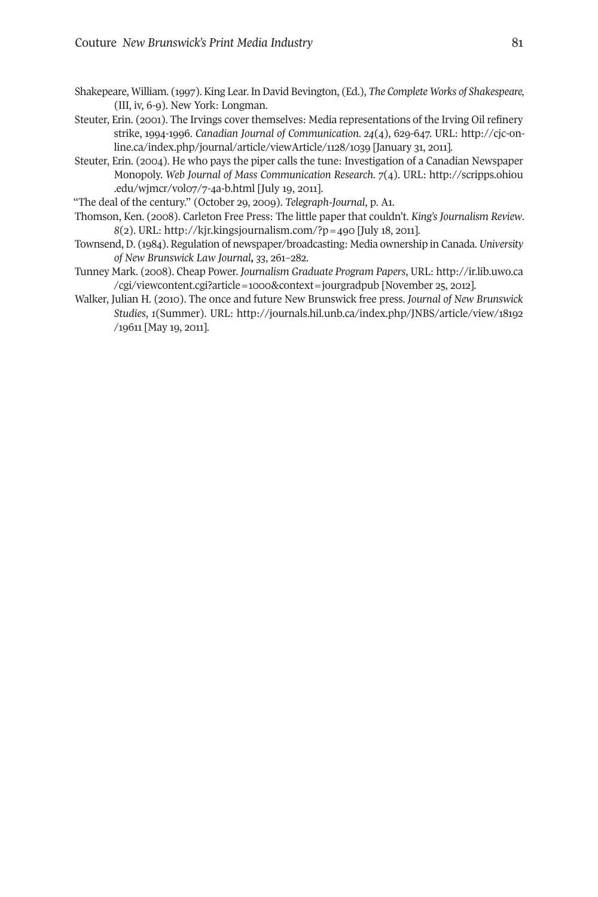Shakepeare, William. (1997). King Lear. In David Bevington, (Ed.), *The Complete Works of Shakespeare,* (III, iv, 6-9). New York: Longman.

Steuter, Erin. (2001). The Irvings cover themselves: Media representations of the Irving Oil refinery strike, 1994-1996. *Canadian Journal of Communication. 24*(4), 629-647. URL: http://cjc-online.ca/index.php/journal/article/viewArticle/1128/1039 [January 31, 2011].

Steuter, Erin. (2004). He who pays the piper calls the tune: Investigation of a Canadian Newspaper Monopoly. *Web Journal of Mass Communication Research. 7*(4). URL: http://scripps.ohiou.edu/wjmcr/vol07/7-4a-b.html [July 19, 2011].

"The deal of the century." (October 29, 2009). *Telegraph-Journal*, p. A1.

Thomson, Ken. (2008). Carleton Free Press: The little paper that couldn't. *King's Journalism Review*. 8(2). URL: http://kjr.kingsjournalism.com/?p=490 [July 18, 2011].

Townsend, D. (1984). Regulation of newspaper/broadcasting: Media ownership in Canada. *University of New Brunswick Law Journal, 33*, 261–282.

Tunney Mark. (2008). Cheap Power. *Journalism Graduate Program Papers*, URL: http://ir.lib.uwo.ca/cgi/viewcontent.cgi?article=1000&context=jourgradpub [November 25, 2012].

Walker, Julian H. (2010). The once and future New Brunswick free press. *Journal of New Brunswick Studies*, *1*(Summer). URL: http://journals.hil.unb.ca/index.php/JNBS/article/view/18192/19611 [May 19, 2011].